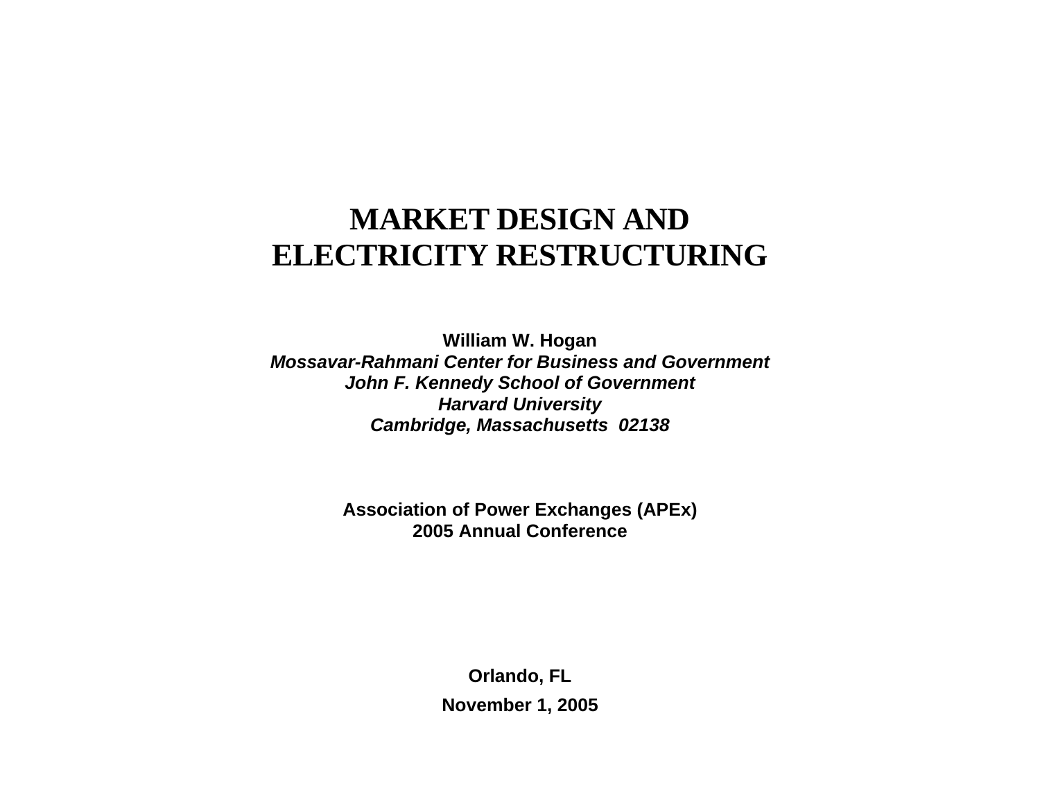# MARKET DESIGN AND ELECTRICITY RESTRUCTURING

**William W. Hogan**
***Mossavar-Rahmani Center for Business and Government***
***John F. Kennedy School of Government***
***Harvard University***
***Cambridge, Massachusetts 02138***

**Association of Power Exchanges (APEx)**
**2005 Annual Conference**

**Orlando, FL**

**November 1, 2005**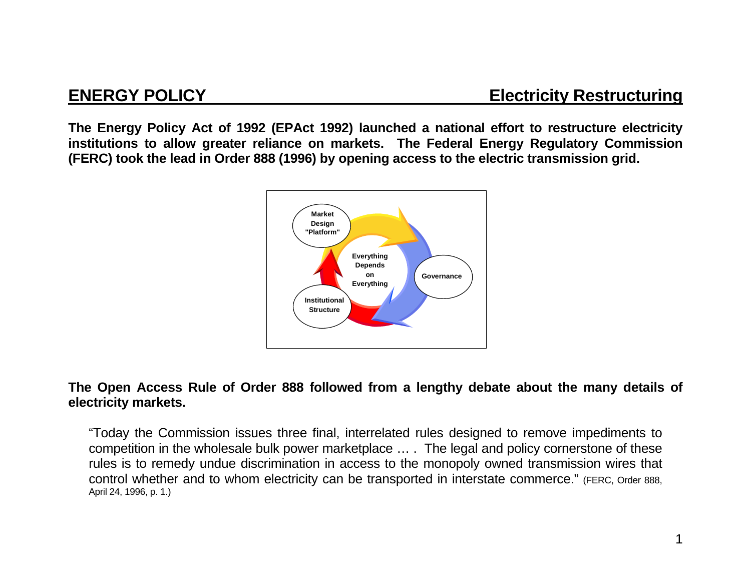## ENERGY POLICY — Electricity Restructuring

**The Energy Policy Act of 1992 (EPAct 1992) launched a national effort to restructure electricity institutions to allow greater reliance on markets. The Federal Energy Regulatory Commission (FERC) took the lead in Order 888 (1996) by opening access to the electric transmission grid.**

Market Design "Platform"

Governance

Institutional Structure

Everything Depends on Everything

**The Open Access Rule of Order 888 followed from a lengthy debate about the many details of electricity markets.**

> "Today the Commission issues three final, interrelated rules designed to remove impediments to competition in the wholesale bulk power marketplace … . The legal and policy cornerstone of these rules is to remedy undue discrimination in access to the monopoly owned transmission wires that control whether and to whom electricity can be transported in interstate commerce." (FERC, Order 888, April 24, 1996, p. 1.)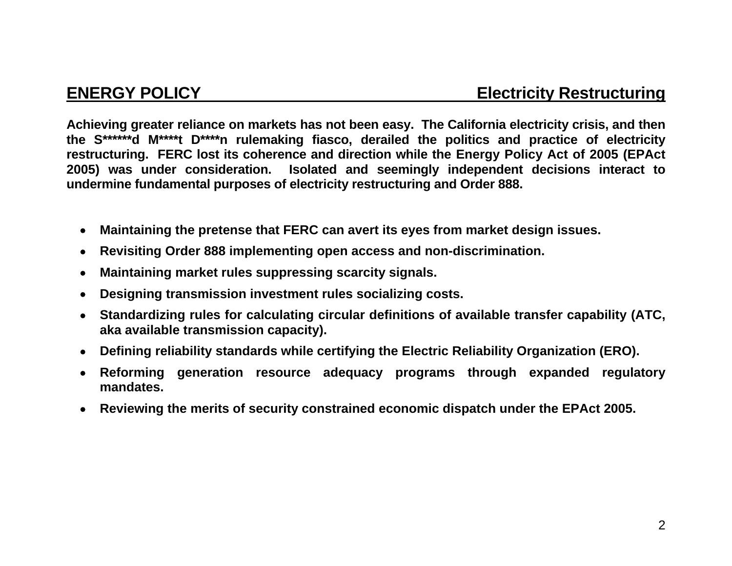## ENERGY POLICY — Electricity Restructuring

**Achieving greater reliance on markets has not been easy. The California electricity crisis, and then the S******d M*****t D****n rulemaking fiasco, derailed the politics and practice of electricity restructuring. FERC lost its coherence and direction while the Energy Policy Act of 2005 (EPAct 2005) was under consideration. Isolated and seemingly independent decisions interact to undermine fundamental purposes of electricity restructuring and Order 888.**

- **Maintaining the pretense that FERC can avert its eyes from market design issues.**
- **Revisiting Order 888 implementing open access and non-discrimination.**
- **Maintaining market rules suppressing scarcity signals.**
- **Designing transmission investment rules socializing costs.**
- **Standardizing rules for calculating circular definitions of available transfer capability (ATC, aka available transmission capacity).**
- **Defining reliability standards while certifying the Electric Reliability Organization (ERO).**
- **Reforming generation resource adequacy programs through expanded regulatory mandates.**
- **Reviewing the merits of security constrained economic dispatch under the EPAct 2005.**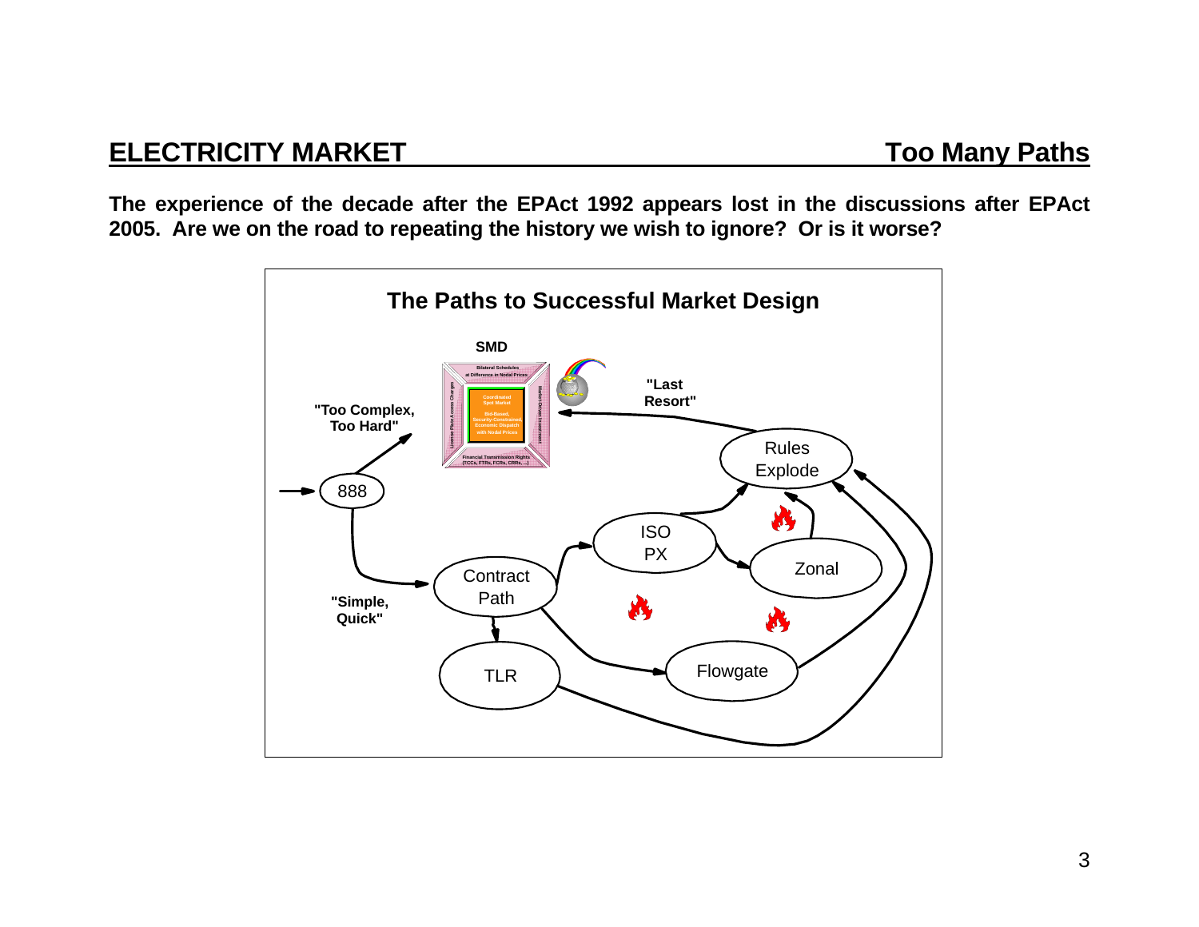## ELECTRICITY MARKET — Too Many Paths

**The experience of the decade after the EPAct 1992 appears lost in the discussions after EPAct 2005. Are we on the road to repeating the history we wish to ignore? Or is it worse?**

### The Paths to Successful Market Design

SMD

Bilateral Schedules at Difference in Nodal Prices

Coordinated Spot Market

Bid-Based, Security-Constrained, Economic Dispatch with Nodal Prices

License Plate Access Charges

Market-Driven Investment

Financial Transmission Rights (TCCs, FTRs, FCRs, CRRs, ...)

"Too Complex, Too Hard"

"Last Resort"

888

Rules Explode

ISO PX

Zonal

Contract Path

"Simple, Quick"

TLR

Flowgate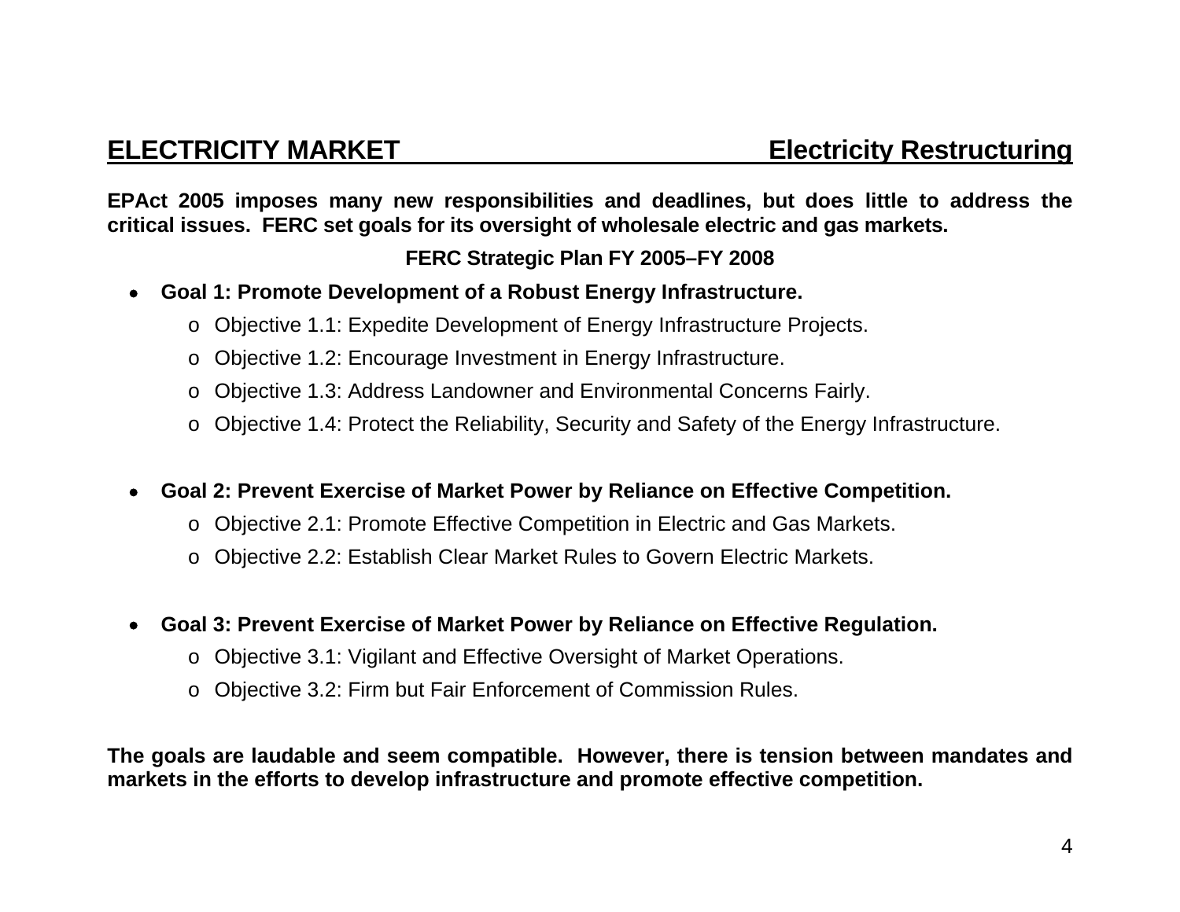## ELECTRICITY MARKET — Electricity Restructuring

**EPAct 2005 imposes many new responsibilities and deadlines, but does little to address the critical issues. FERC set goals for its oversight of wholesale electric and gas markets.**

**FERC Strategic Plan FY 2005–FY 2008**

- **Goal 1: Promote Development of a Robust Energy Infrastructure.**
  - Objective 1.1: Expedite Development of Energy Infrastructure Projects.
  - Objective 1.2: Encourage Investment in Energy Infrastructure.
  - Objective 1.3: Address Landowner and Environmental Concerns Fairly.
  - Objective 1.4: Protect the Reliability, Security and Safety of the Energy Infrastructure.

- **Goal 2: Prevent Exercise of Market Power by Reliance on Effective Competition.**
  - Objective 2.1: Promote Effective Competition in Electric and Gas Markets.
  - Objective 2.2: Establish Clear Market Rules to Govern Electric Markets.

- **Goal 3: Prevent Exercise of Market Power by Reliance on Effective Regulation.**
  - Objective 3.1: Vigilant and Effective Oversight of Market Operations.
  - Objective 3.2: Firm but Fair Enforcement of Commission Rules.

**The goals are laudable and seem compatible. However, there is tension between mandates and markets in the efforts to develop infrastructure and promote effective competition.**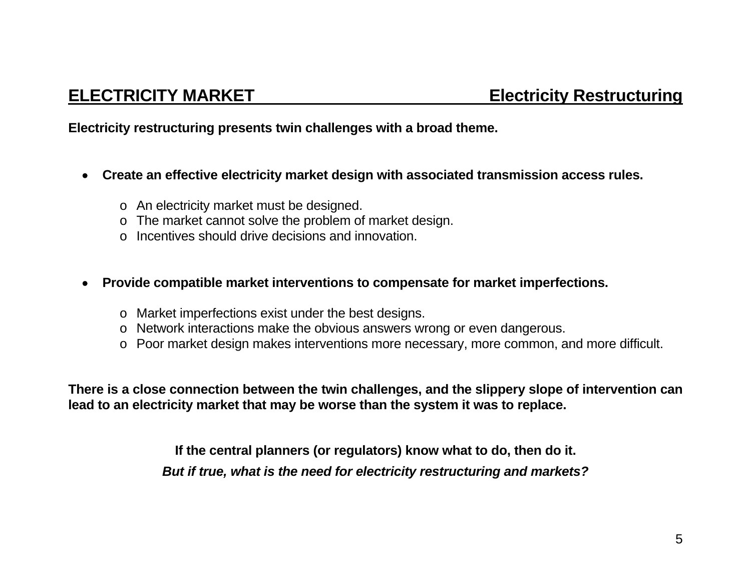## ELECTRICITY MARKET — Electricity Restructuring

**Electricity restructuring presents twin challenges with a broad theme.**

- **Create an effective electricity market design with associated transmission access rules.**
  - An electricity market must be designed.
  - The market cannot solve the problem of market design.
  - Incentives should drive decisions and innovation.

- **Provide compatible market interventions to compensate for market imperfections.**
  - Market imperfections exist under the best designs.
  - Network interactions make the obvious answers wrong or even dangerous.
  - Poor market design makes interventions more necessary, more common, and more difficult.

**There is a close connection between the twin challenges, and the slippery slope of intervention can lead to an electricity market that may be worse than the system it was to replace.**

**If the central planners (or regulators) know what to do, then do it.**

***But if true, what is the need for electricity restructuring and markets?***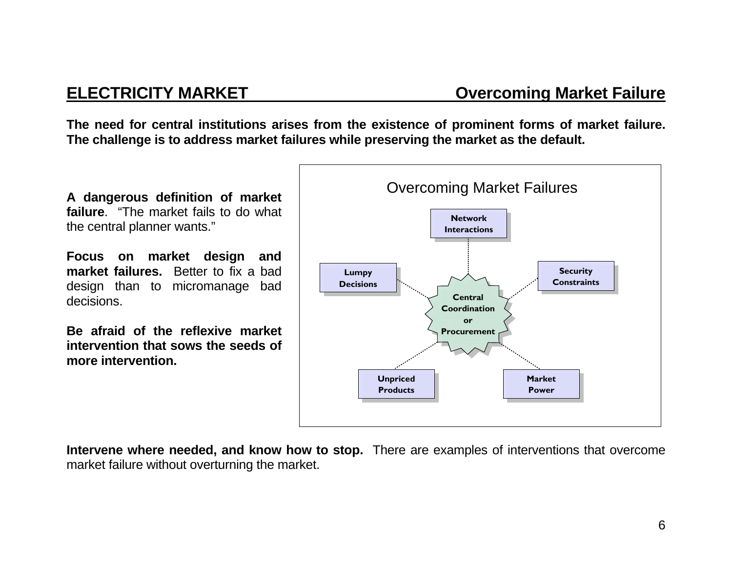## ELECTRICITY MARKET — Overcoming Market Failure

**The need for central institutions arises from the existence of prominent forms of market failure. The challenge is to address market failures while preserving the market as the default.**

**A dangerous definition of market failure**. "The market fails to do what the central planner wants."

**Focus on market design and market failures.** Better to fix a bad design than to micromanage bad decisions.

**Be afraid of the reflexive market intervention that sows the seeds of more intervention.**

Overcoming Market Failures

- Network Interactions
- Security Constraints
- Market Power
- Unpriced Products
- Lumpy Decisions

Central Coordination or Procurement

**Intervene where needed, and know how to stop.** There are examples of interventions that overcome market failure without overturning the market.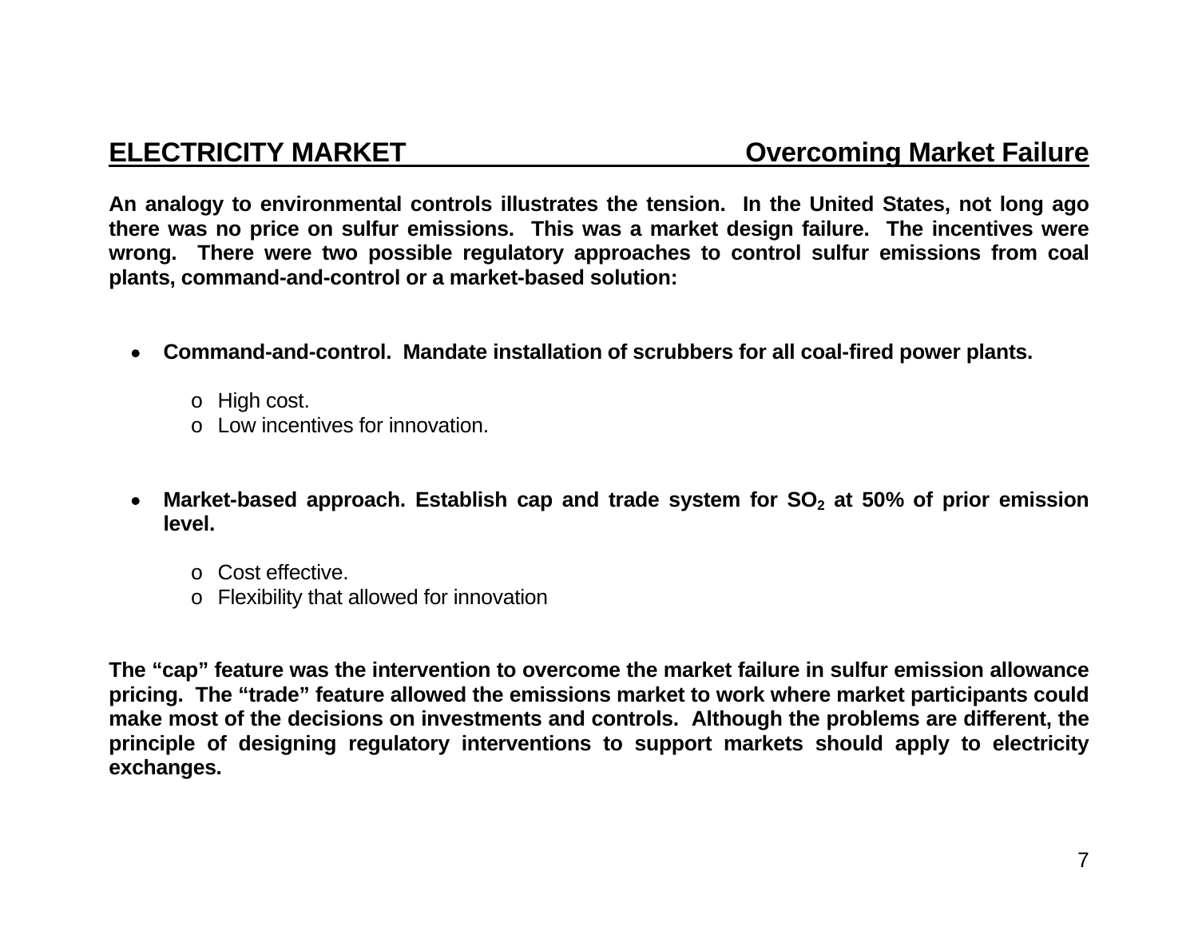## ELECTRICITY MARKET — Overcoming Market Failure

**An analogy to environmental controls illustrates the tension. In the United States, not long ago there was no price on sulfur emissions. This was a market design failure. The incentives were wrong. There were two possible regulatory approaches to control sulfur emissions from coal plants, command-and-control or a market-based solution:**

- **Command-and-control. Mandate installation of scrubbers for all coal-fired power plants.**
    - High cost.
    - Low incentives for innovation.

- **Market-based approach. Establish cap and trade system for $SO_2$ at 50% of prior emission level.**
    - Cost effective.
    - Flexibility that allowed for innovation

**The "cap" feature was the intervention to overcome the market failure in sulfur emission allowance pricing. The "trade" feature allowed the emissions market to work where market participants could make most of the decisions on investments and controls. Although the problems are different, the principle of designing regulatory interventions to support markets should apply to electricity exchanges.**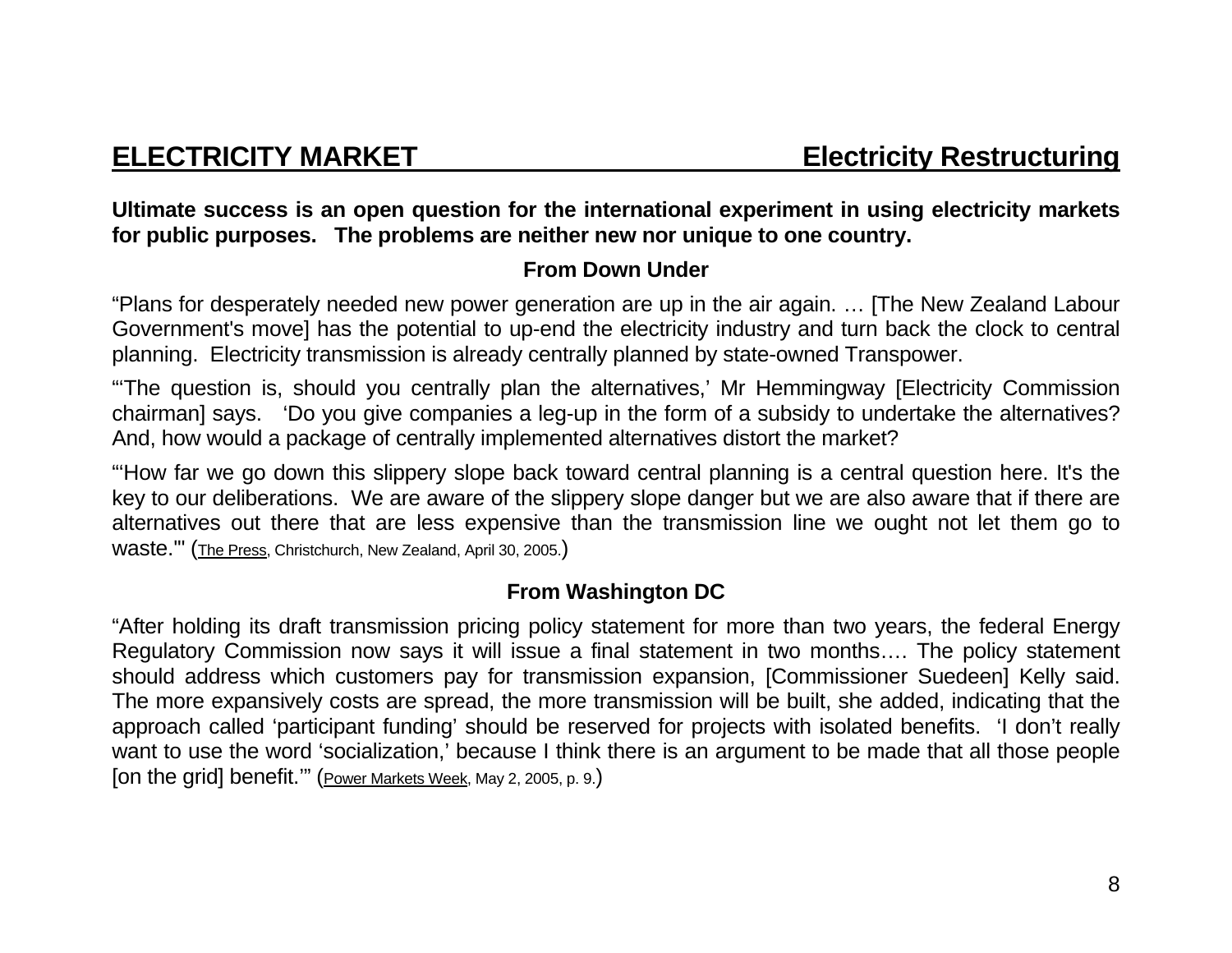## ELECTRICITY MARKET — Electricity Restructuring

**Ultimate success is an open question for the international experiment in using electricity markets for public purposes. The problems are neither new nor unique to one country.**

### From Down Under

"Plans for desperately needed new power generation are up in the air again. … [The New Zealand Labour Government's move] has the potential to up-end the electricity industry and turn back the clock to central planning. Electricity transmission is already centrally planned by state-owned Transpower.

"'The question is, should you centrally plan the alternatives,' Mr Hemmingway [Electricity Commission chairman] says. 'Do you give companies a leg-up in the form of a subsidy to undertake the alternatives? And, how would a package of centrally implemented alternatives distort the market?

"'How far we go down this slippery slope back toward central planning is a central question here. It's the key to our deliberations. We are aware of the slippery slope danger but we are also aware that if there are alternatives out there that are less expensive than the transmission line we ought not let them go to waste.'" (The Press, Christchurch, New Zealand, April 30, 2005.)

### From Washington DC

"After holding its draft transmission pricing policy statement for more than two years, the federal Energy Regulatory Commission now says it will issue a final statement in two months…. The policy statement should address which customers pay for transmission expansion, [Commissioner Suedeen] Kelly said. The more expansively costs are spread, the more transmission will be built, she added, indicating that the approach called 'participant funding' should be reserved for projects with isolated benefits. 'I don't really want to use the word 'socialization,' because I think there is an argument to be made that all those people [on the grid] benefit.'" (Power Markets Week, May 2, 2005, p. 9.)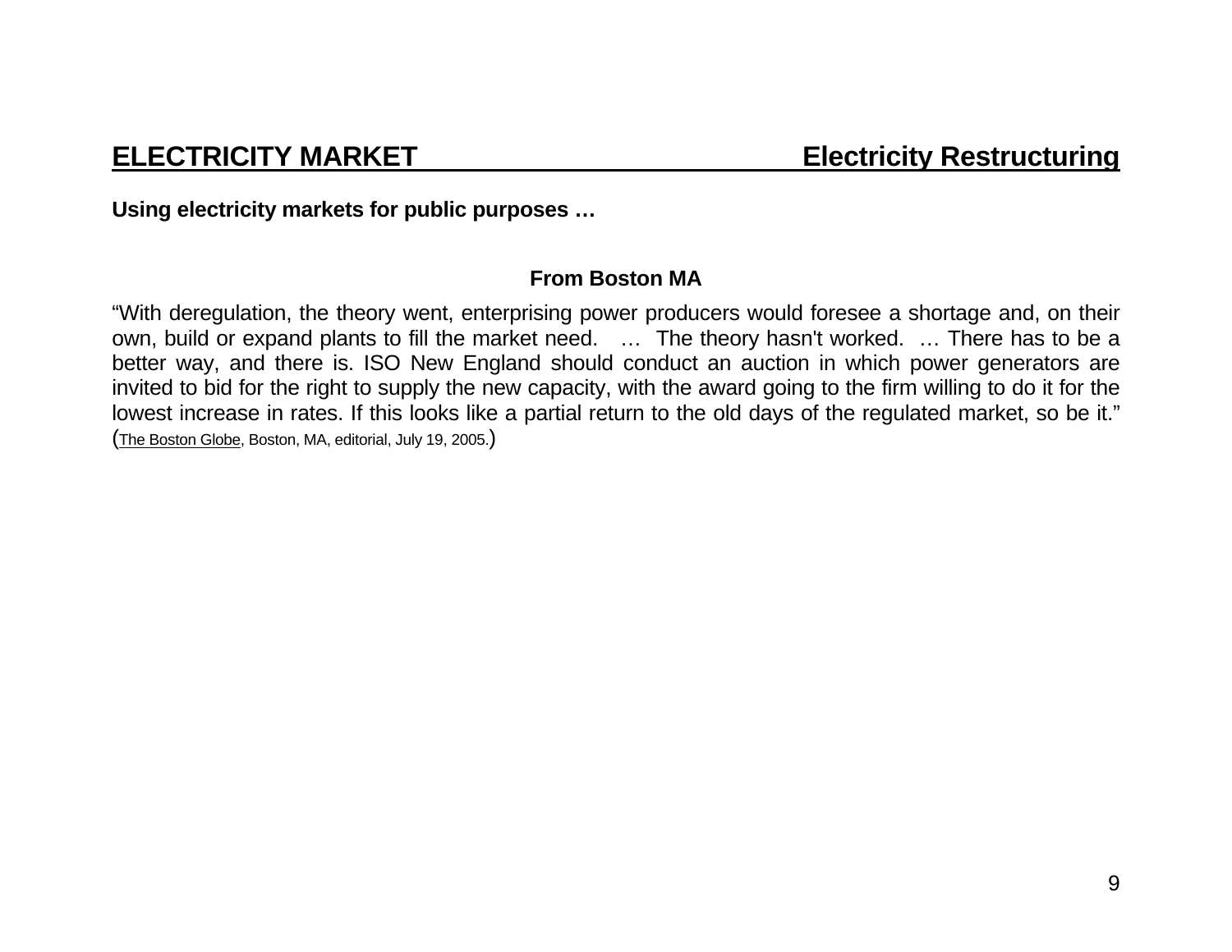## ELECTRICITY MARKET — Electricity Restructuring

**Using electricity markets for public purposes …**

**From Boston MA**

"With deregulation, the theory went, enterprising power producers would foresee a shortage and, on their own, build or expand plants to fill the market need. … The theory hasn't worked. … There has to be a better way, and there is. ISO New England should conduct an auction in which power generators are invited to bid for the right to supply the new capacity, with the award going to the firm willing to do it for the lowest increase in rates. If this looks like a partial return to the old days of the regulated market, so be it." (The Boston Globe, Boston, MA, editorial, July 19, 2005.)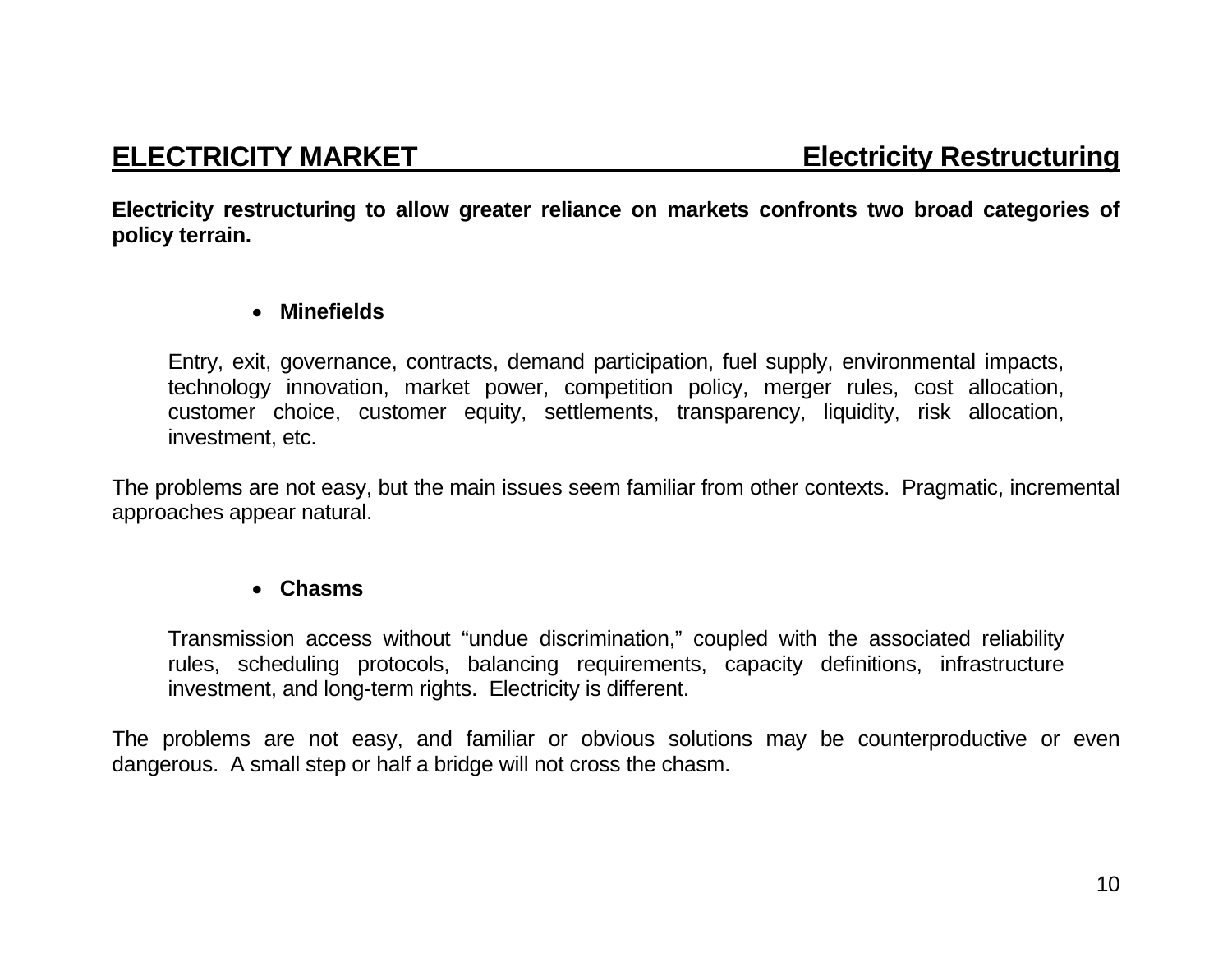## ELECTRICITY MARKET — Electricity Restructuring

**Electricity restructuring to allow greater reliance on markets confronts two broad categories of policy terrain.**

- **Minefields**

  Entry, exit, governance, contracts, demand participation, fuel supply, environmental impacts, technology innovation, market power, competition policy, merger rules, cost allocation, customer choice, customer equity, settlements, transparency, liquidity, risk allocation, investment, etc.

The problems are not easy, but the main issues seem familiar from other contexts. Pragmatic, incremental approaches appear natural.

- **Chasms**

  Transmission access without "undue discrimination," coupled with the associated reliability rules, scheduling protocols, balancing requirements, capacity definitions, infrastructure investment, and long-term rights. Electricity is different.

The problems are not easy, and familiar or obvious solutions may be counterproductive or even dangerous. A small step or half a bridge will not cross the chasm.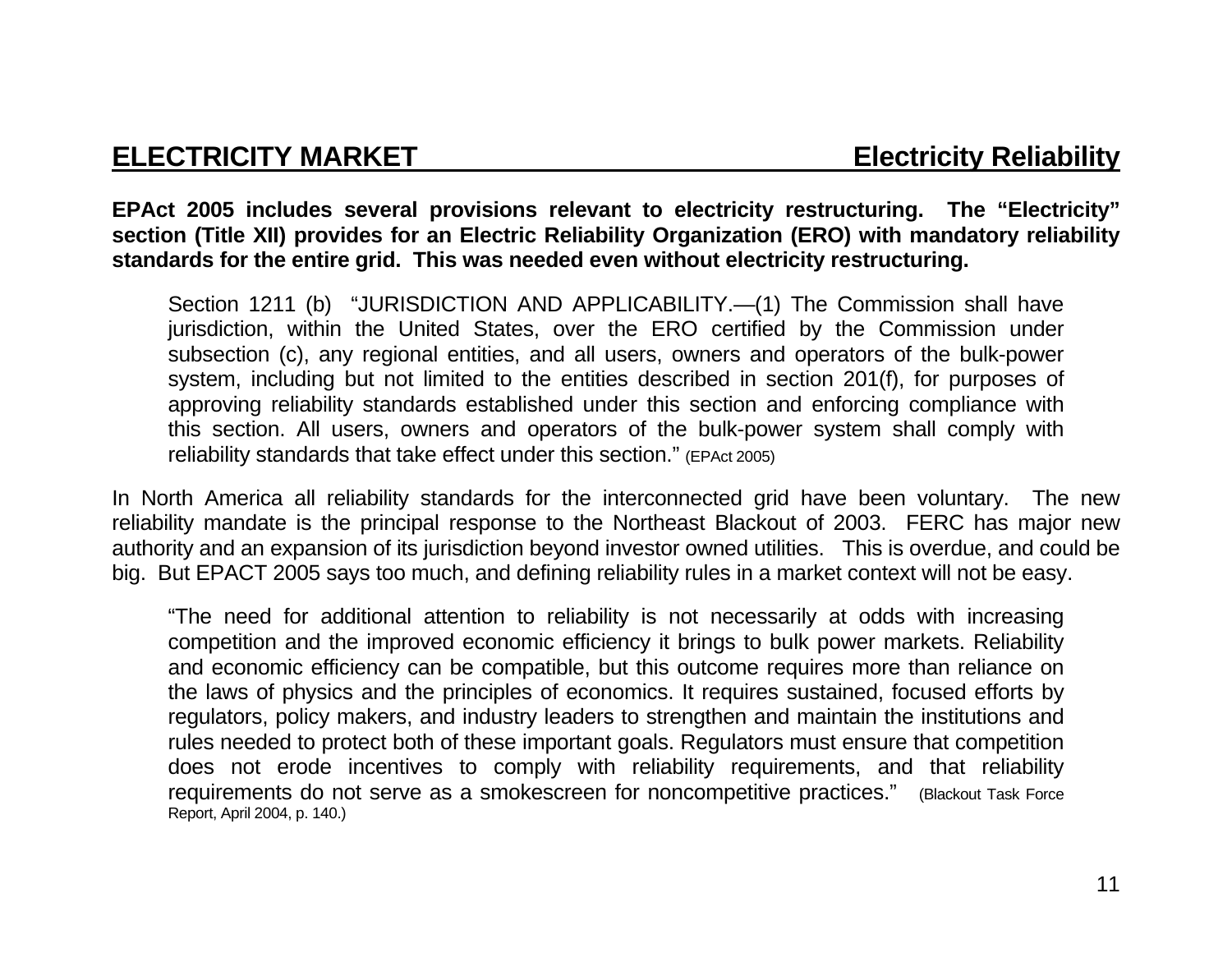## ELECTRICITY MARKET — Electricity Reliability

**EPAct 2005 includes several provisions relevant to electricity restructuring. The "Electricity" section (Title XII) provides for an Electric Reliability Organization (ERO) with mandatory reliability standards for the entire grid. This was needed even without electricity restructuring.**

> Section 1211 (b) "JURISDICTION AND APPLICABILITY.—(1) The Commission shall have jurisdiction, within the United States, over the ERO certified by the Commission under subsection (c), any regional entities, and all users, owners and operators of the bulk-power system, including but not limited to the entities described in section 201(f), for purposes of approving reliability standards established under this section and enforcing compliance with this section. All users, owners and operators of the bulk-power system shall comply with reliability standards that take effect under this section." (EPAct 2005)

In North America all reliability standards for the interconnected grid have been voluntary. The new reliability mandate is the principal response to the Northeast Blackout of 2003. FERC has major new authority and an expansion of its jurisdiction beyond investor owned utilities. This is overdue, and could be big. But EPACT 2005 says too much, and defining reliability rules in a market context will not be easy.

> "The need for additional attention to reliability is not necessarily at odds with increasing competition and the improved economic efficiency it brings to bulk power markets. Reliability and economic efficiency can be compatible, but this outcome requires more than reliance on the laws of physics and the principles of economics. It requires sustained, focused efforts by regulators, policy makers, and industry leaders to strengthen and maintain the institutions and rules needed to protect both of these important goals. Regulators must ensure that competition does not erode incentives to comply with reliability requirements, and that reliability requirements do not serve as a smokescreen for noncompetitive practices." (Blackout Task Force Report, April 2004, p. 140.)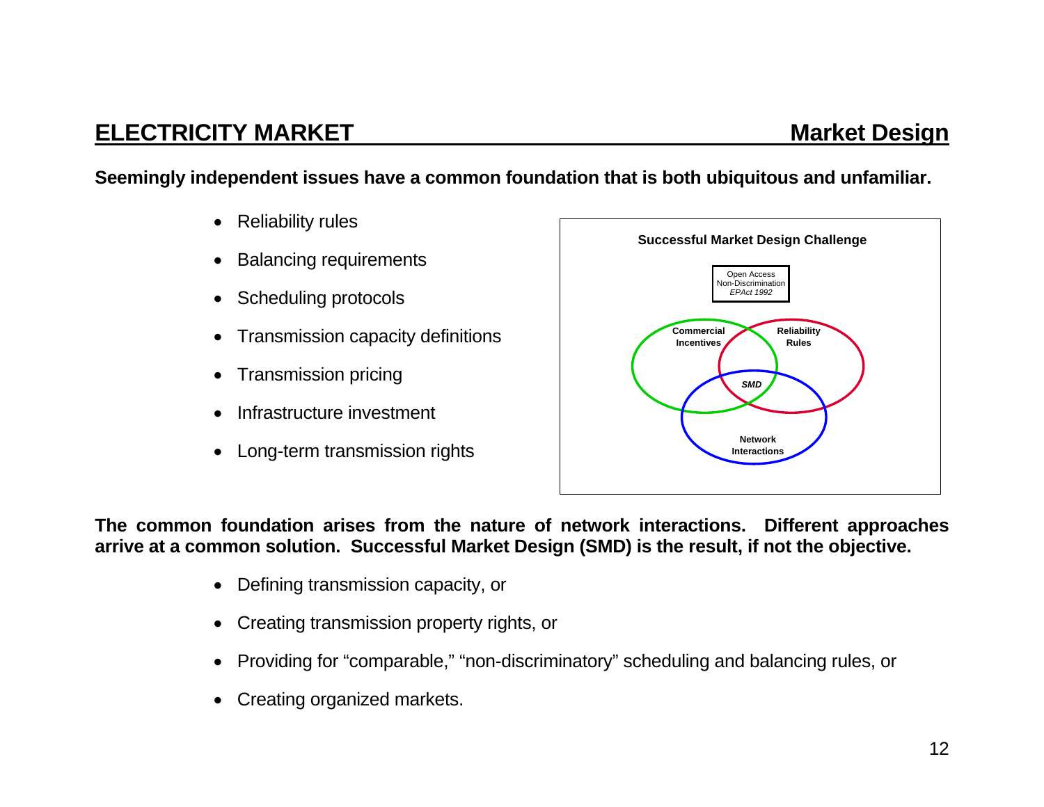## ELECTRICITY MARKET — Market Design

**Seemingly independent issues have a common foundation that is both ubiquitous and unfamiliar.**

- Reliability rules
- Balancing requirements
- Scheduling protocols
- Transmission capacity definitions
- Transmission pricing
- Infrastructure investment
- Long-term transmission rights

**Successful Market Design Challenge**

Open Access
Non-Discrimination
*EPAct 1992*

Commercial Incentives

Reliability Rules

*SMD*

Network Interactions

**The common foundation arises from the nature of network interactions. Different approaches arrive at a common solution. Successful Market Design (SMD) is the result, if not the objective.**

- Defining transmission capacity, or
- Creating transmission property rights, or
- Providing for "comparable," "non-discriminatory" scheduling and balancing rules, or
- Creating organized markets.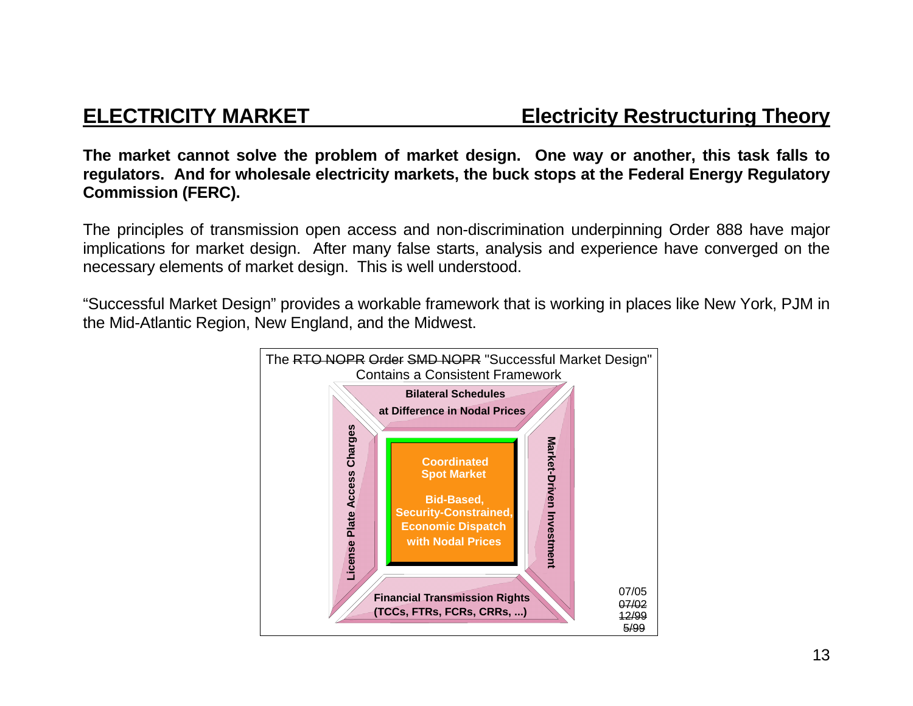## ELECTRICITY MARKET — Electricity Restructuring Theory

**The market cannot solve the problem of market design. One way or another, this task falls to regulators. And for wholesale electricity markets, the buck stops at the Federal Energy Regulatory Commission (FERC).**

The principles of transmission open access and non-discrimination underpinning Order 888 have major implications for market design. After many false starts, analysis and experience have converged on the necessary elements of market design. This is well understood.

"Successful Market Design" provides a workable framework that is working in places like New York, PJM in the Mid-Atlantic Region, New England, and the Midwest.

The ~~RTO NOPR~~ ~~Order~~ ~~SMD NOPR~~ "Successful Market Design" Contains a Consistent Framework

- **Bilateral Schedules at Difference in Nodal Prices**
- **License Plate Access Charges**
- **Coordinated Spot Market** — **Bid-Based, Security-Constrained, Economic Dispatch with Nodal Prices**
- **Market-Driven Investment**
- **Financial Transmission Rights (TCCs, FTRs, FCRs, CRRs, ...)**

07/05
~~07/02~~
~~12/99~~
~~5/99~~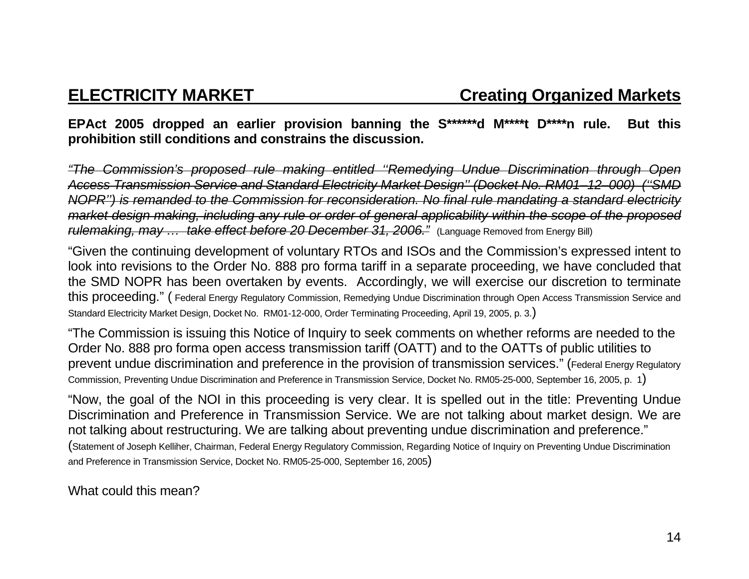## ELECTRICITY MARKET — Creating Organized Markets

**EPAct 2005 dropped an earlier provision banning the S******d M****t D****n rule. But this prohibition still conditions and constrains the discussion.**

~~*"The Commission's proposed rule making entitled ''Remedying Undue Discrimination through Open Access Transmission Service and Standard Electricity Market Design'' (Docket No. RM01–12–000) (''SMD NOPR'') is remanded to the Commission for reconsideration. No final rule mandating a standard electricity market design making, including any rule or order of general applicability within the scope of the proposed rulemaking, may … take effect before 20 December 31, 2006."*~~ (Language Removed from Energy Bill)

"Given the continuing development of voluntary RTOs and ISOs and the Commission's expressed intent to look into revisions to the Order No. 888 pro forma tariff in a separate proceeding, we have concluded that the SMD NOPR has been overtaken by events. Accordingly, we will exercise our discretion to terminate this proceeding." ( Federal Energy Regulatory Commission, Remedying Undue Discrimination through Open Access Transmission Service and Standard Electricity Market Design, Docket No. RM01-12-000, Order Terminating Proceeding, April 19, 2005, p. 3.)

"The Commission is issuing this Notice of Inquiry to seek comments on whether reforms are needed to the Order No. 888 pro forma open access transmission tariff (OATT) and to the OATTs of public utilities to prevent undue discrimination and preference in the provision of transmission services." (Federal Energy Regulatory Commission, Preventing Undue Discrimination and Preference in Transmission Service, Docket No. RM05-25-000, September 16, 2005, p. 1)

"Now, the goal of the NOI in this proceeding is very clear. It is spelled out in the title: Preventing Undue Discrimination and Preference in Transmission Service. We are not talking about market design. We are not talking about restructuring. We are talking about preventing undue discrimination and preference." (Statement of Joseph Kelliher, Chairman, Federal Energy Regulatory Commission, Regarding Notice of Inquiry on Preventing Undue Discrimination and Preference in Transmission Service, Docket No. RM05-25-000, September 16, 2005)

What could this mean?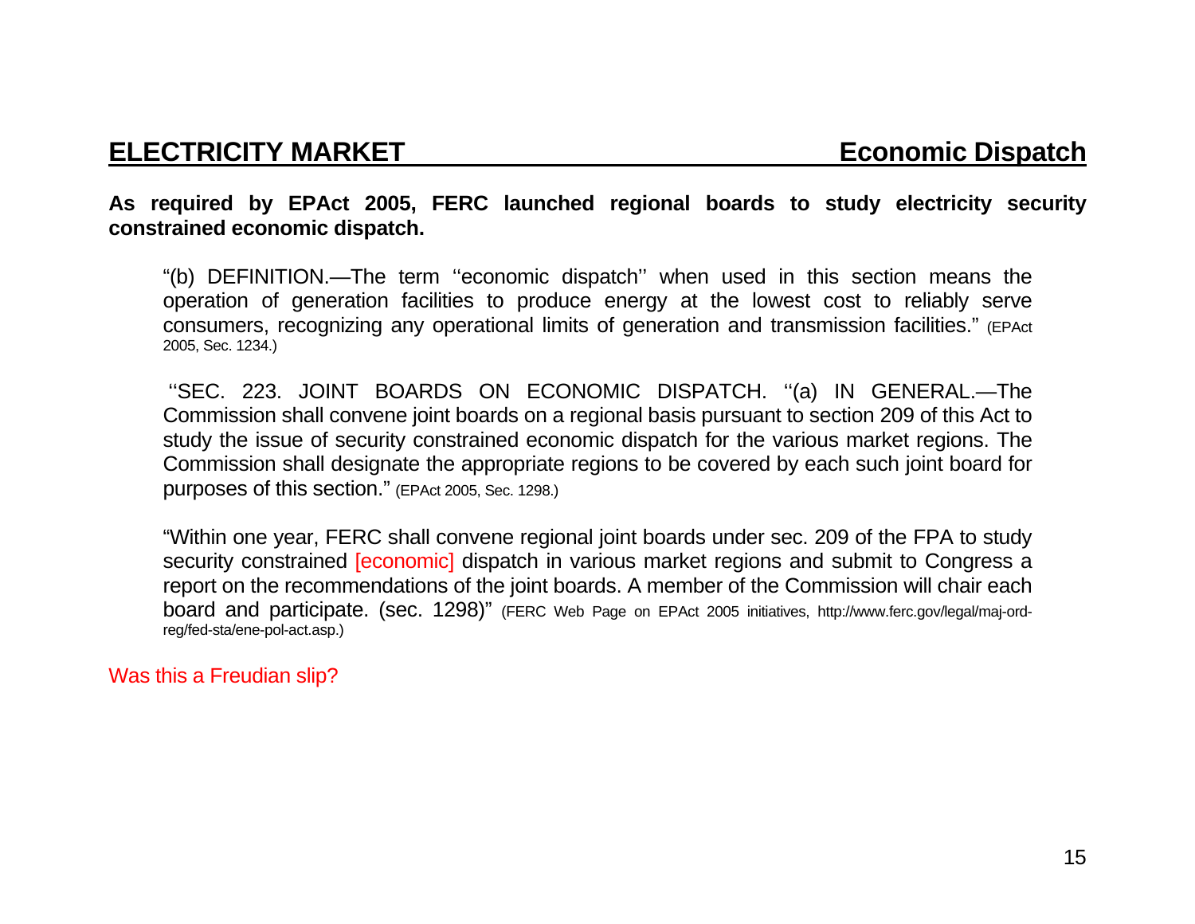## ELECTRICITY MARKET — Economic Dispatch

**As required by EPAct 2005, FERC launched regional boards to study electricity security constrained economic dispatch.**

> "(b) DEFINITION.—The term ''economic dispatch'' when used in this section means the operation of generation facilities to produce energy at the lowest cost to reliably serve consumers, recognizing any operational limits of generation and transmission facilities." (EPAct 2005, Sec. 1234.)

> ''SEC. 223. JOINT BOARDS ON ECONOMIC DISPATCH. ''(a) IN GENERAL.—The Commission shall convene joint boards on a regional basis pursuant to section 209 of this Act to study the issue of security constrained economic dispatch for the various market regions. The Commission shall designate the appropriate regions to be covered by each such joint board for purposes of this section." (EPAct 2005, Sec. 1298.)

> "Within one year, FERC shall convene regional joint boards under sec. 209 of the FPA to study security constrained [economic] dispatch in various market regions and submit to Congress a report on the recommendations of the joint boards. A member of the Commission will chair each board and participate. (sec. 1298)" (FERC Web Page on EPAct 2005 initiatives, http://www.ferc.gov/legal/maj-ord-reg/fed-sta/ene-pol-act.asp.)

Was this a Freudian slip?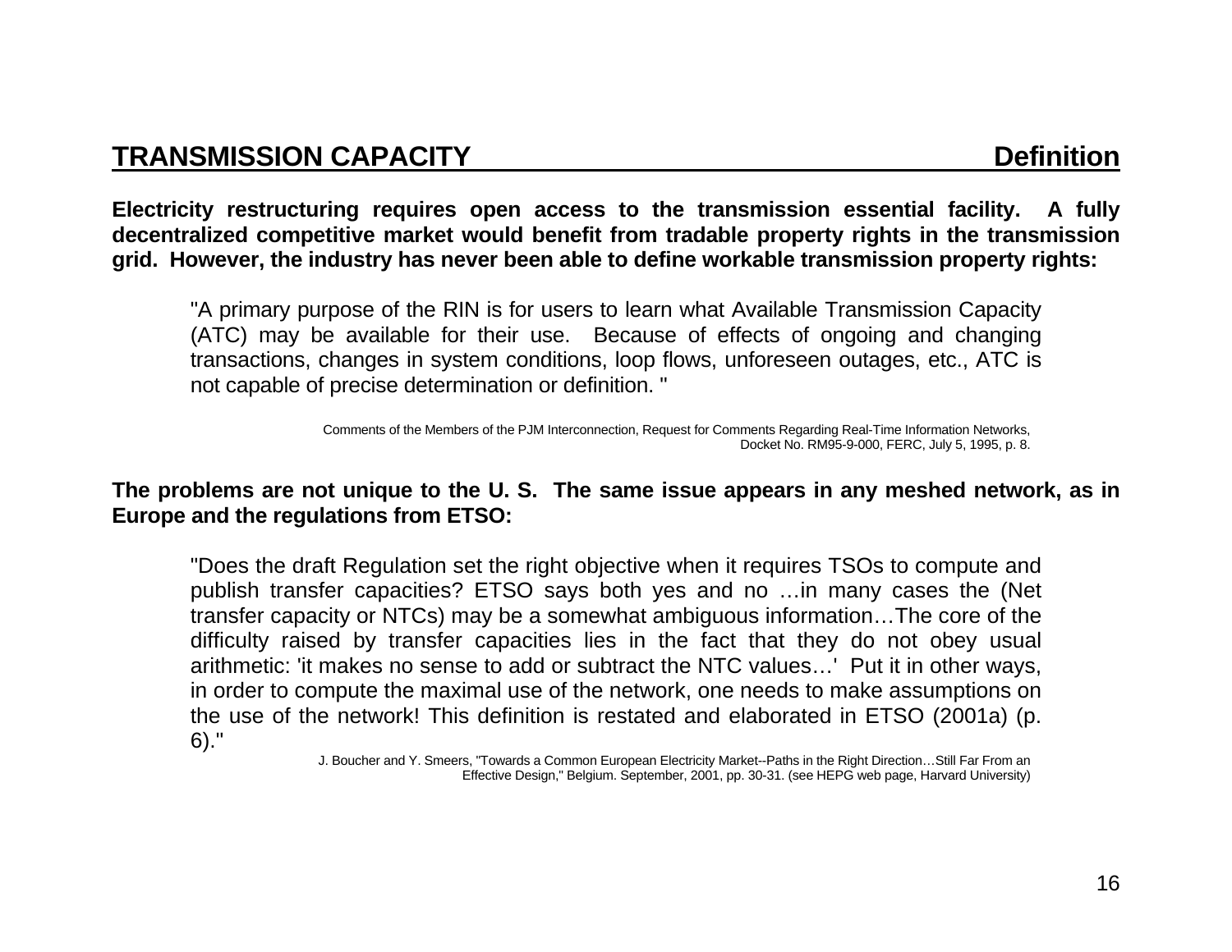## TRANSMISSION CAPACITY — Definition

**Electricity restructuring requires open access to the transmission essential facility. A fully decentralized competitive market would benefit from tradable property rights in the transmission grid. However, the industry has never been able to define workable transmission property rights:**

> "A primary purpose of the RIN is for users to learn what Available Transmission Capacity (ATC) may be available for their use. Because of effects of ongoing and changing transactions, changes in system conditions, loop flows, unforeseen outages, etc., ATC is not capable of precise determination or definition. "
>
> Comments of the Members of the PJM Interconnection, Request for Comments Regarding Real-Time Information Networks, Docket No. RM95-9-000, FERC, July 5, 1995, p. 8.

**The problems are not unique to the U. S. The same issue appears in any meshed network, as in Europe and the regulations from ETSO:**

> "Does the draft Regulation set the right objective when it requires TSOs to compute and publish transfer capacities? ETSO says both yes and no …in many cases the (Net transfer capacity or NTCs) may be a somewhat ambiguous information…The core of the difficulty raised by transfer capacities lies in the fact that they do not obey usual arithmetic: 'it makes no sense to add or subtract the NTC values…' Put it in other ways, in order to compute the maximal use of the network, one needs to make assumptions on the use of the network! This definition is restated and elaborated in ETSO (2001a) (p. 6)."
>
> J. Boucher and Y. Smeers, "Towards a Common European Electricity Market--Paths in the Right Direction…Still Far From an Effective Design," Belgium. September, 2001, pp. 30-31. (see HEPG web page, Harvard University)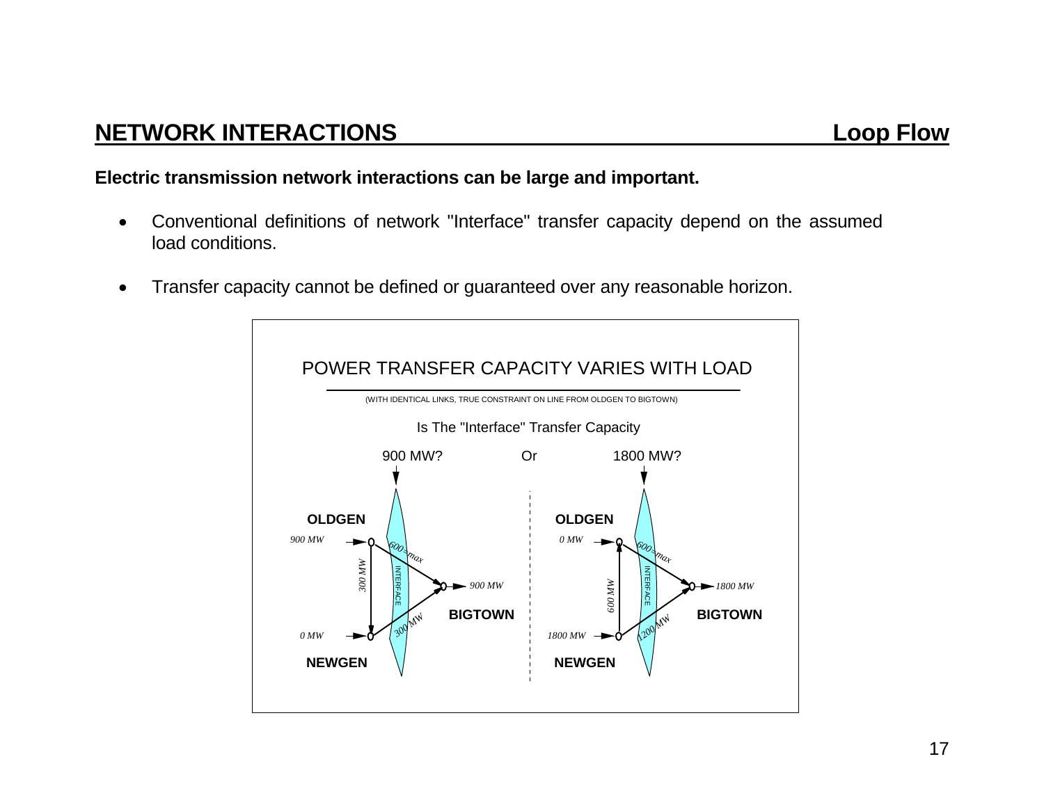## NETWORK INTERACTIONS — Loop Flow

**Electric transmission network interactions can be large and important.**

- Conventional definitions of network "Interface" transfer capacity depend on the assumed load conditions.
- Transfer capacity cannot be defined or guaranteed over any reasonable horizon.

POWER TRANSFER CAPACITY VARIES WITH LOAD

(WITH IDENTICAL LINKS, TRUE CONSTRAINT ON LINE FROM OLDGEN TO BIGTOWN)

Is The "Interface" Transfer Capacity

900 MW? Or 1800 MW?

| Case | OLDGEN injection | NEWGEN injection | BIGTOWN load | OLDGEN–BIGTOWN flow | OLDGEN–NEWGEN flow | NEWGEN–BIGTOWN flow |
| --- | --- | --- | --- | --- | --- | --- |
| 900 MW? | 900 MW | 0 MW | 900 MW | 600=max | 300 MW (OLDGEN to NEWGEN) | 300 MW |
| 1800 MW? | 0 MW | 1800 MW | 1800 MW | 600=max | 600 MW (NEWGEN to OLDGEN) | 1200 MW |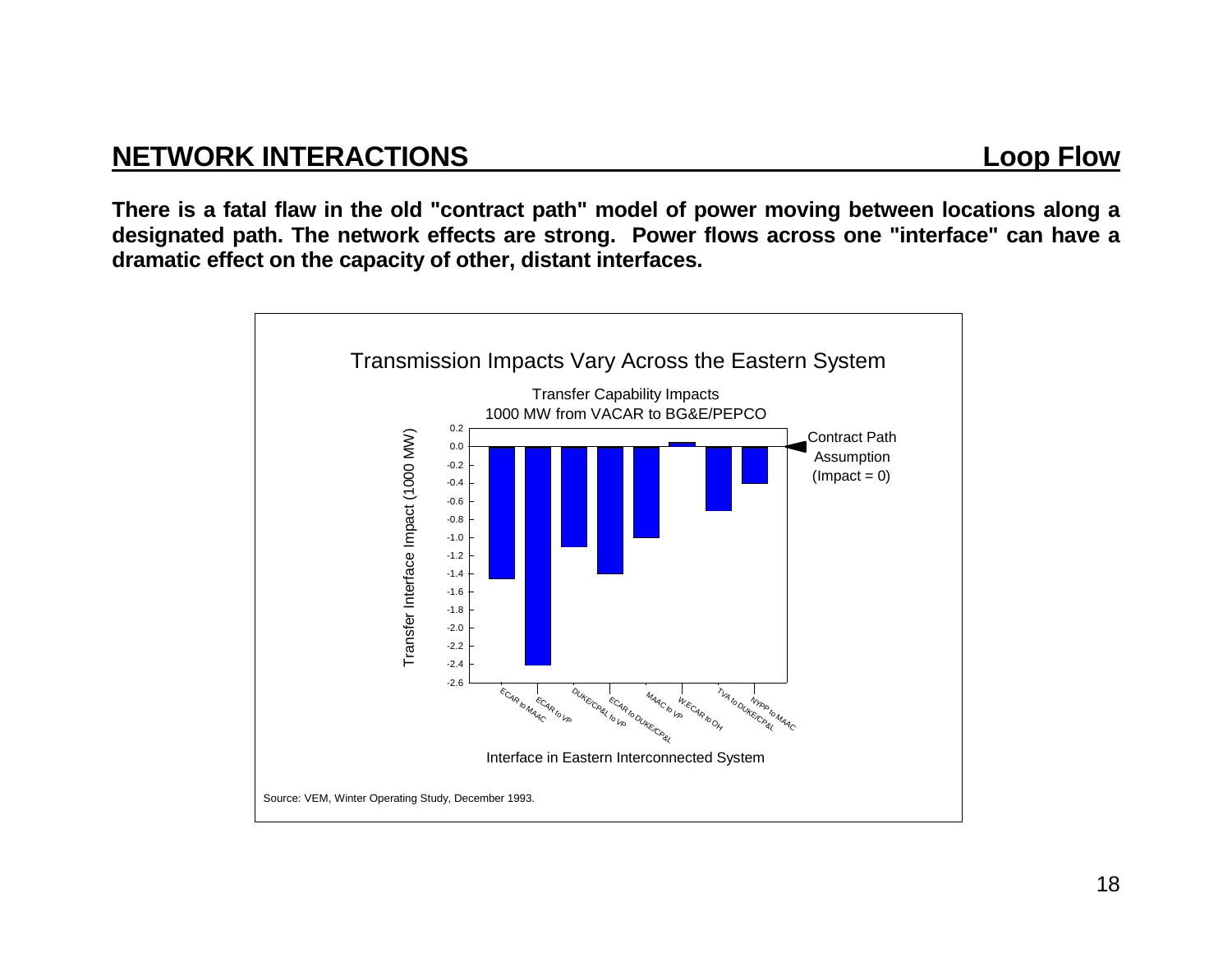## NETWORK INTERACTIONS — Loop Flow

**There is a fatal flaw in the old "contract path" model of power moving between locations along a designated path. The network effects are strong. Power flows across one "interface" can have a dramatic effect on the capacity of other, distant interfaces.**

Transmission Impacts Vary Across the Eastern System

Transfer Capability Impacts
1000 MW from VACAR to BG&E/PEPCO

| Interface in Eastern Interconnected System | Transfer Interface Impact (1000 MW) |
|---|---|
| ECAR to MAAC | -1.45 |
| ECAR to VP | -2.4 |
| DUKE/CP&L to VP | -1.1 |
| ECAR to DUKE/CP&L | -1.4 |
| MAAC to VP | -1.0 |
| W.ECAR to OH | 0.05 |
| TVA to DUKE/CP&L | -0.7 |
| NYPP to MAAC | -0.4 |

Contract Path Assumption (Impact = 0)

Source: VEM, Winter Operating Study, December 1993.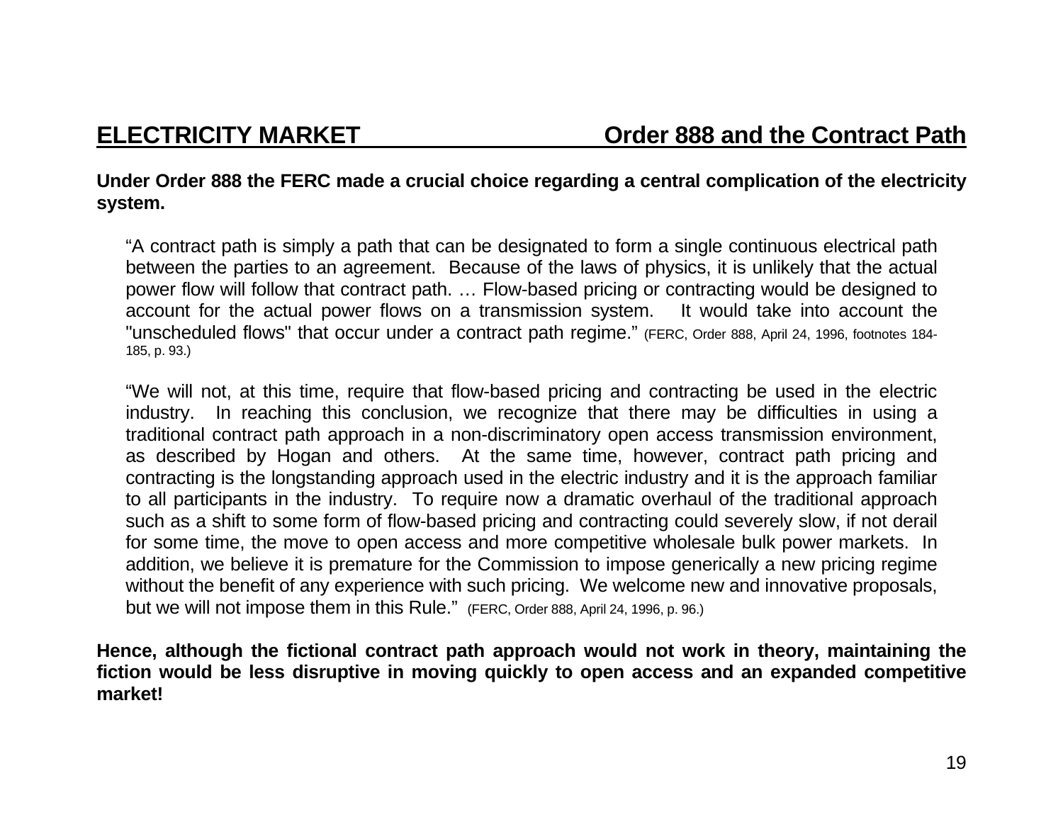## ELECTRICITY MARKET — Order 888 and the Contract Path

**Under Order 888 the FERC made a crucial choice regarding a central complication of the electricity system.**

> "A contract path is simply a path that can be designated to form a single continuous electrical path between the parties to an agreement. Because of the laws of physics, it is unlikely that the actual power flow will follow that contract path. … Flow-based pricing or contracting would be designed to account for the actual power flows on a transmission system. It would take into account the "unscheduled flows" that occur under a contract path regime." (FERC, Order 888, April 24, 1996, footnotes 184-185, p. 93.)

> "We will not, at this time, require that flow-based pricing and contracting be used in the electric industry. In reaching this conclusion, we recognize that there may be difficulties in using a traditional contract path approach in a non-discriminatory open access transmission environment, as described by Hogan and others. At the same time, however, contract path pricing and contracting is the longstanding approach used in the electric industry and it is the approach familiar to all participants in the industry. To require now a dramatic overhaul of the traditional approach such as a shift to some form of flow-based pricing and contracting could severely slow, if not derail for some time, the move to open access and more competitive wholesale bulk power markets. In addition, we believe it is premature for the Commission to impose generically a new pricing regime without the benefit of any experience with such pricing. We welcome new and innovative proposals, but we will not impose them in this Rule." (FERC, Order 888, April 24, 1996, p. 96.)

**Hence, although the fictional contract path approach would not work in theory, maintaining the fiction would be less disruptive in moving quickly to open access and an expanded competitive market!**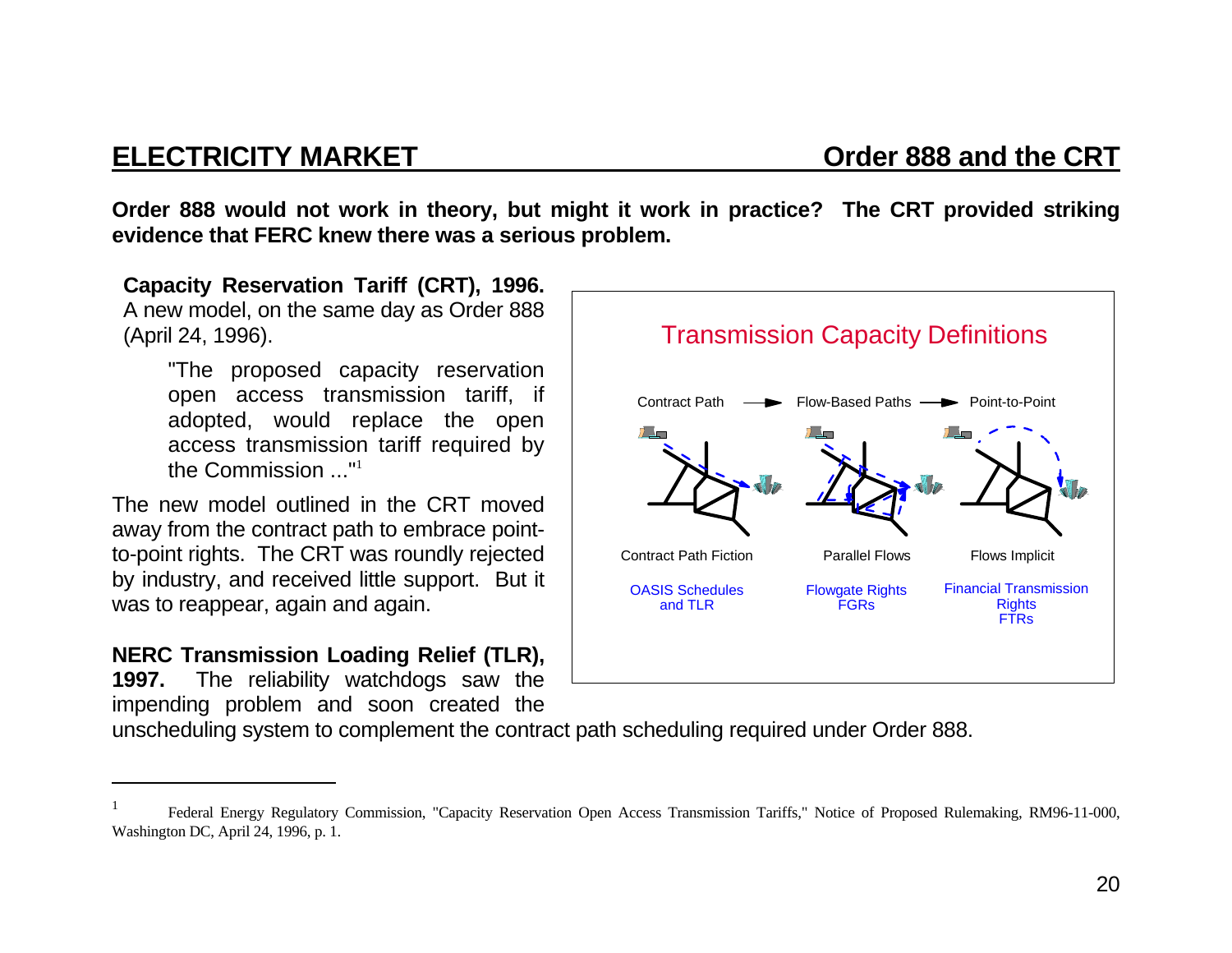## ELECTRICITY MARKET — Order 888 and the CRT

**Order 888 would not work in theory, but might it work in practice? The CRT provided striking evidence that FERC knew there was a serious problem.**

**Capacity Reservation Tariff (CRT), 1996.** A new model, on the same day as Order 888 (April 24, 1996).

> "The proposed capacity reservation open access transmission tariff, if adopted, would replace the open access transmission tariff required by the Commission ..."[1]

The new model outlined in the CRT moved away from the contract path to embrace point-to-point rights. The CRT was roundly rejected by industry, and received little support. But it was to reappear, again and again.

Transmission Capacity Definitions

| Contract Path → | Flow-Based Paths → | Point-to-Point |
|---|---|---|
| Contract Path Fiction | Parallel Flows | Flows Implicit |
| OASIS Schedules and TLR | Flowgate Rights FGRs | Financial Transmission Rights FTRs |

**NERC Transmission Loading Relief (TLR), 1997.** The reliability watchdogs saw the impending problem and soon created the unscheduling system to complement the contract path scheduling required under Order 888.

---

[1] Federal Energy Regulatory Commission, "Capacity Reservation Open Access Transmission Tariffs," Notice of Proposed Rulemaking, RM96-11-000, Washington DC, April 24, 1996, p. 1.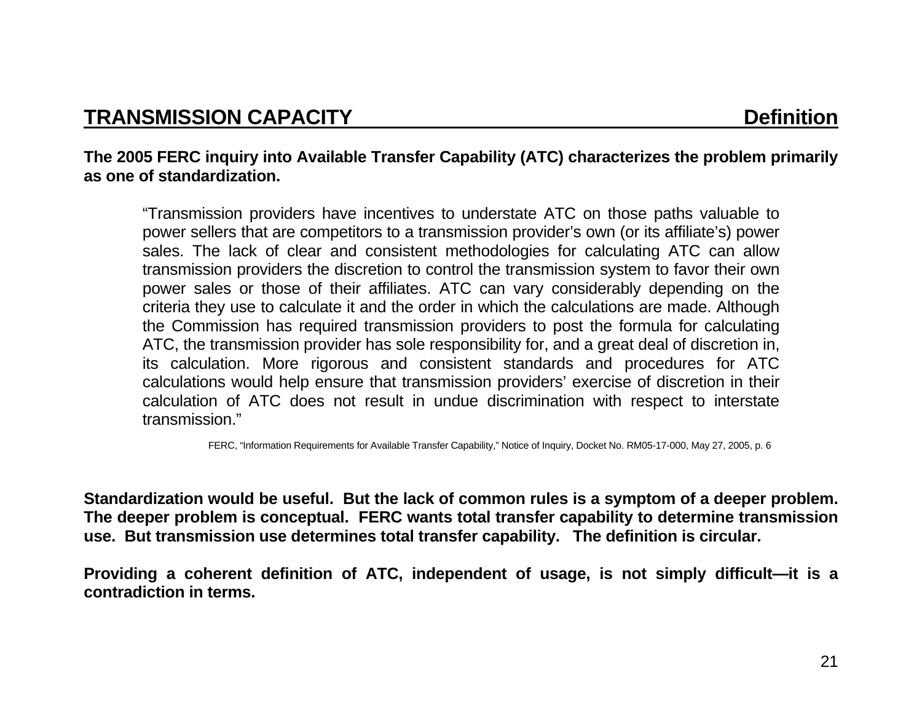## TRANSMISSION CAPACITY — Definition

**The 2005 FERC inquiry into Available Transfer Capability (ATC) characterizes the problem primarily as one of standardization.**

> "Transmission providers have incentives to understate ATC on those paths valuable to power sellers that are competitors to a transmission provider's own (or its affiliate's) power sales. The lack of clear and consistent methodologies for calculating ATC can allow transmission providers the discretion to control the transmission system to favor their own power sales or those of their affiliates. ATC can vary considerably depending on the criteria they use to calculate it and the order in which the calculations are made. Although the Commission has required transmission providers to post the formula for calculating ATC, the transmission provider has sole responsibility for, and a great deal of discretion in, its calculation. More rigorous and consistent standards and procedures for ATC calculations would help ensure that transmission providers' exercise of discretion in their calculation of ATC does not result in undue discrimination with respect to interstate transmission."
>
> FERC, "Information Requirements for Available Transfer Capability," Notice of Inquiry, Docket No. RM05-17-000, May 27, 2005, p. 6

**Standardization would be useful. But the lack of common rules is a symptom of a deeper problem. The deeper problem is conceptual. FERC wants total transfer capability to determine transmission use. But transmission use determines total transfer capability. The definition is circular.**

**Providing a coherent definition of ATC, independent of usage, is not simply difficult—it is a contradiction in terms.**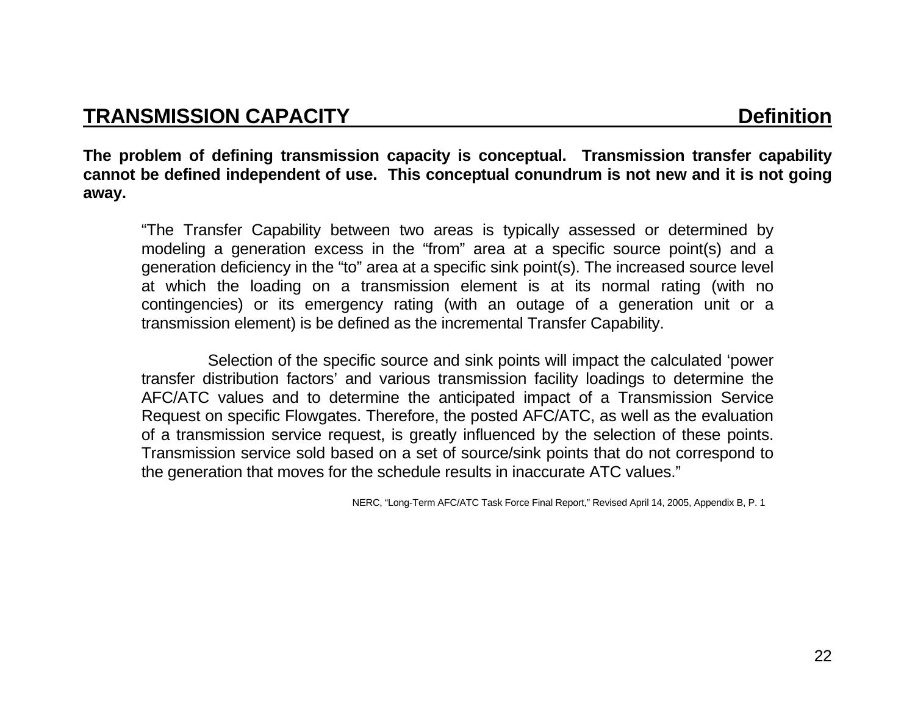## TRANSMISSION CAPACITY Definition

**The problem of defining transmission capacity is conceptual. Transmission transfer capability cannot be defined independent of use. This conceptual conundrum is not new and it is not going away.**

> "The Transfer Capability between two areas is typically assessed or determined by modeling a generation excess in the "from" area at a specific source point(s) and a generation deficiency in the "to" area at a specific sink point(s). The increased source level at which the loading on a transmission element is at its normal rating (with no contingencies) or its emergency rating (with an outage of a generation unit or a transmission element) is be defined as the incremental Transfer Capability.
>
> Selection of the specific source and sink points will impact the calculated 'power transfer distribution factors' and various transmission facility loadings to determine the AFC/ATC values and to determine the anticipated impact of a Transmission Service Request on specific Flowgates. Therefore, the posted AFC/ATC, as well as the evaluation of a transmission service request, is greatly influenced by the selection of these points. Transmission service sold based on a set of source/sink points that do not correspond to the generation that moves for the schedule results in inaccurate ATC values."
>
> NERC, "Long-Term AFC/ATC Task Force Final Report," Revised April 14, 2005, Appendix B, P. 1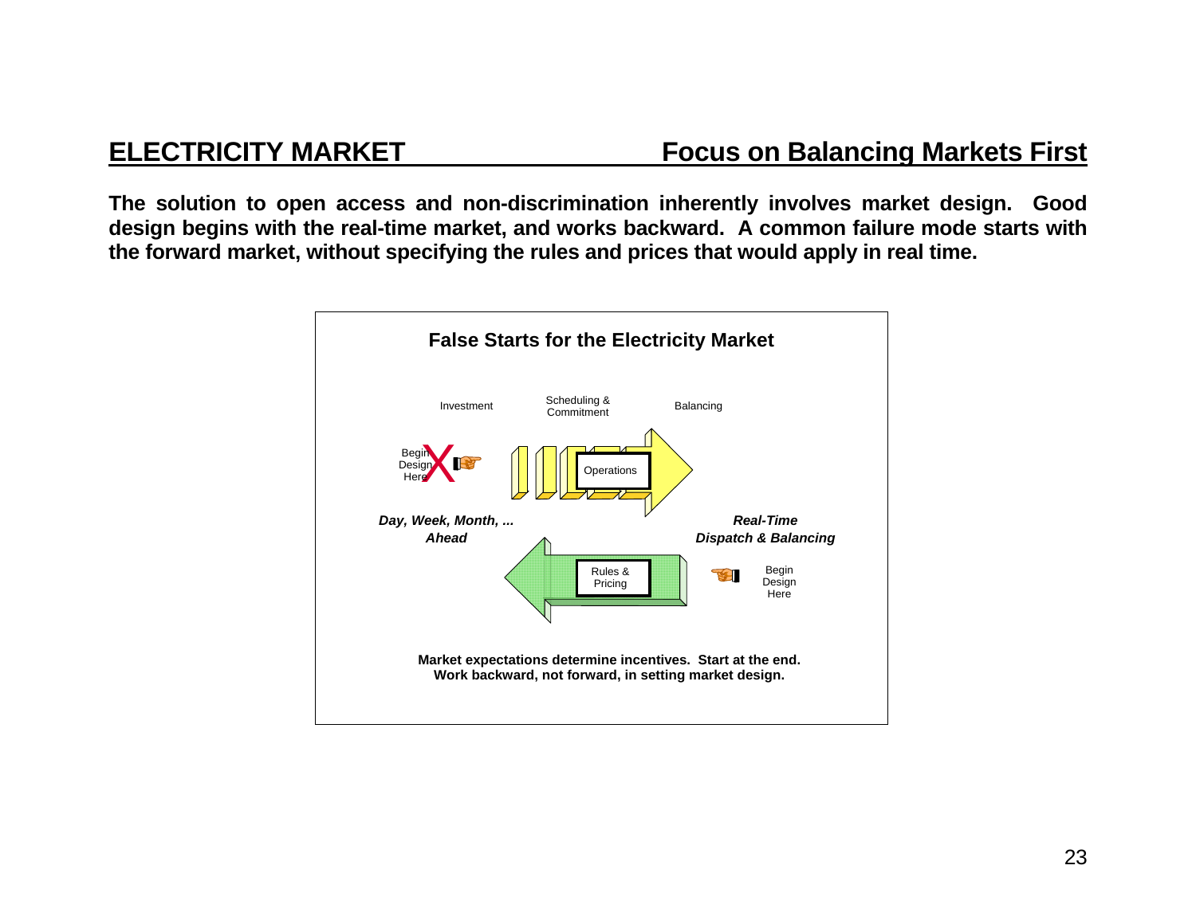## ELECTRICITY MARKET — Focus on Balancing Markets First

**The solution to open access and non-discrimination inherently involves market design. Good design begins with the real-time market, and works backward. A common failure mode starts with the forward market, without specifying the rules and prices that would apply in real time.**

**False Starts for the Electricity Market**

Investment | Scheduling & Commitment | Balancing

Begin Design Here (X)

Operations

***Day, Week, Month, ... Ahead***

***Real-Time Dispatch & Balancing***

Rules & Pricing

Begin Design Here

**Market expectations determine incentives. Start at the end. Work backward, not forward, in setting market design.**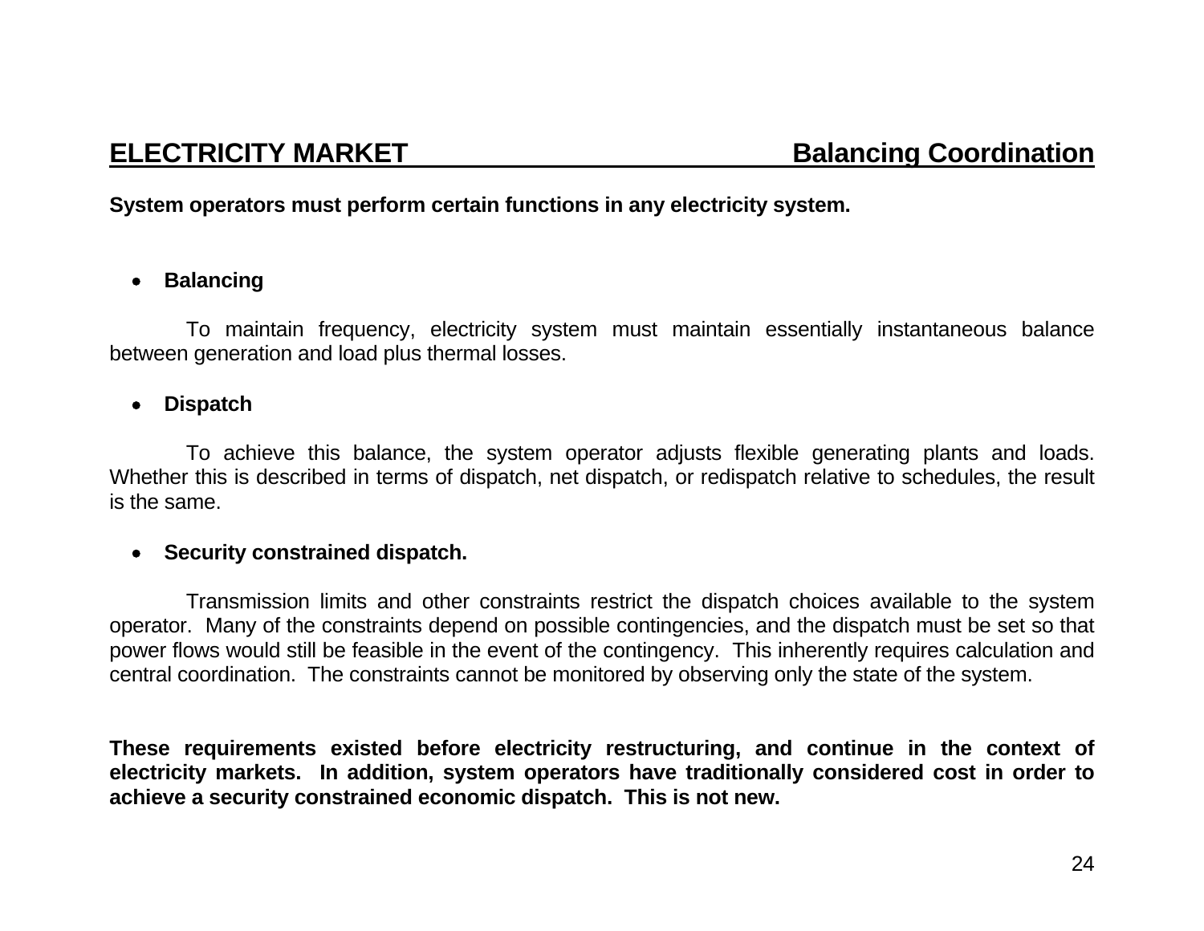## ELECTRICITY MARKET — Balancing Coordination

**System operators must perform certain functions in any electricity system.**

- **Balancing**

  To maintain frequency, electricity system must maintain essentially instantaneous balance between generation and load plus thermal losses.

- **Dispatch**

  To achieve this balance, the system operator adjusts flexible generating plants and loads. Whether this is described in terms of dispatch, net dispatch, or redispatch relative to schedules, the result is the same.

- **Security constrained dispatch.**

  Transmission limits and other constraints restrict the dispatch choices available to the system operator. Many of the constraints depend on possible contingencies, and the dispatch must be set so that power flows would still be feasible in the event of the contingency. This inherently requires calculation and central coordination. The constraints cannot be monitored by observing only the state of the system.

**These requirements existed before electricity restructuring, and continue in the context of electricity markets. In addition, system operators have traditionally considered cost in order to achieve a security constrained economic dispatch. This is not new.**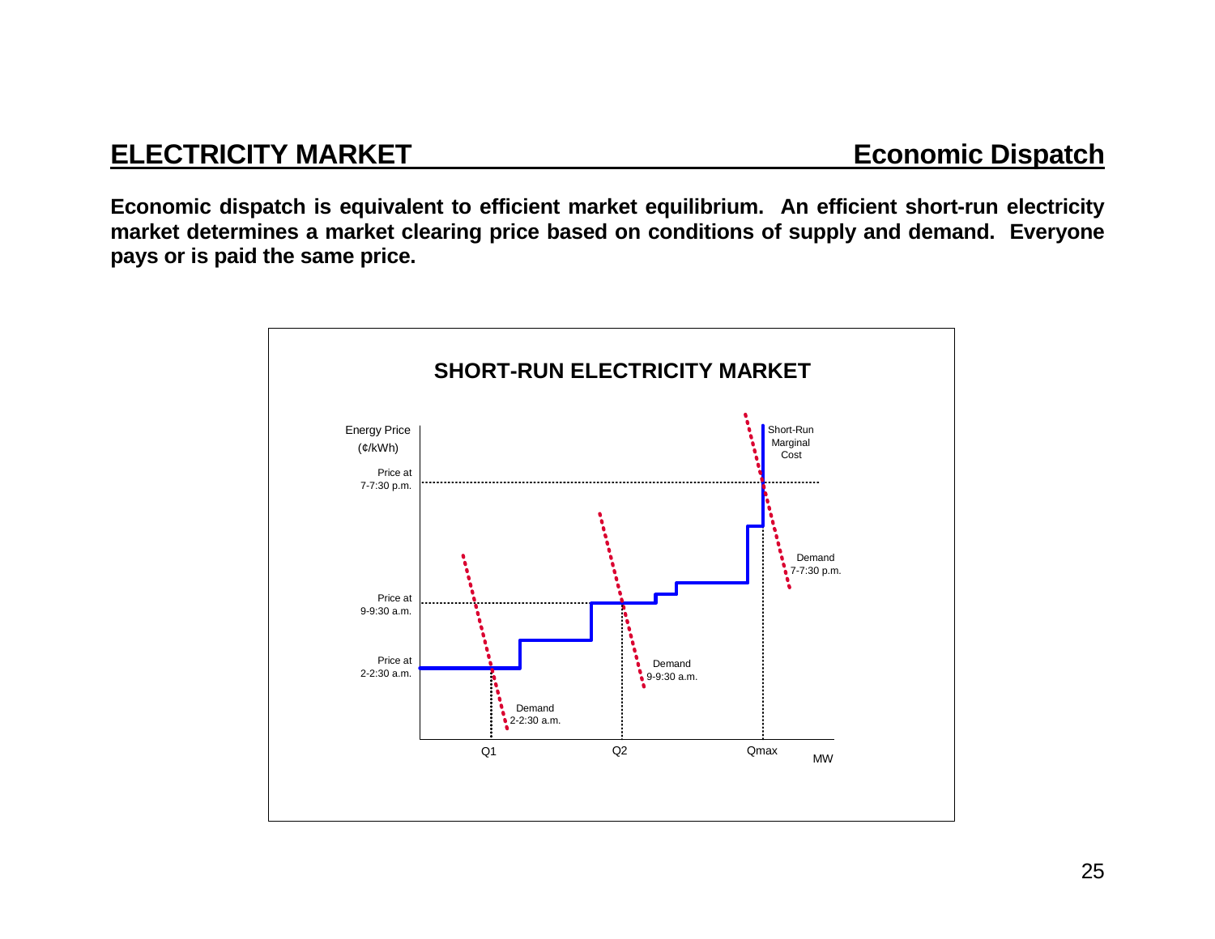## ELECTRICITY MARKET — Economic Dispatch

**Economic dispatch is equivalent to efficient market equilibrium. An efficient short-run electricity market determines a market clearing price based on conditions of supply and demand. Everyone pays or is paid the same price.**

**SHORT-RUN ELECTRICITY MARKET**

Energy Price (¢/kWh)

Price at 7-7:30 p.m.

Price at 9-9:30 a.m.

Price at 2-2:30 a.m.

Short-Run Marginal Cost

Demand 7-7:30 p.m.

Demand 9-9:30 a.m.

Demand 2-2:30 a.m.

Q1 Q2 Qmax MW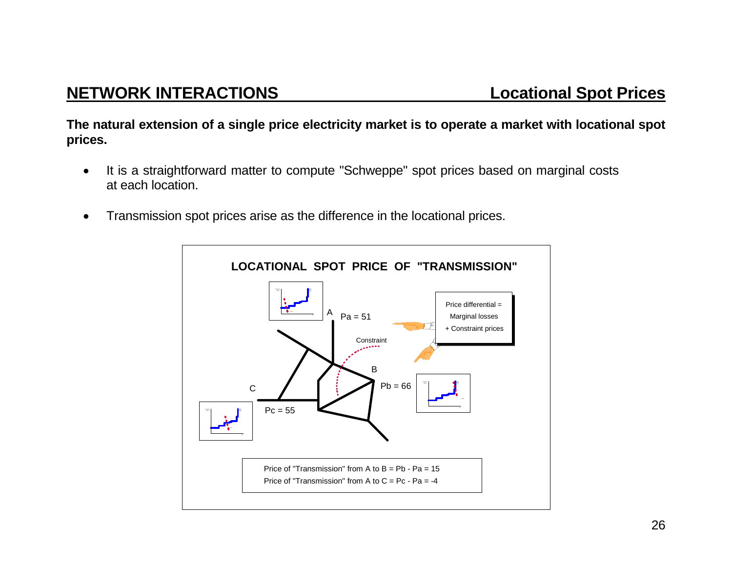## NETWORK INTERACTIONS — Locational Spot Prices

**The natural extension of a single price electricity market is to operate a market with locational spot prices.**

- It is a straightforward matter to compute "Schweppe" spot prices based on marginal costs at each location.

- Transmission spot prices arise as the difference in the locational prices.

**LOCATIONAL SPOT PRICE OF "TRANSMISSION"**

A   Pa = 51

B   Pb = 66

C   Pc = 55

Constraint

Price differential = Marginal losses + Constraint prices

Price of "Transmission" from A to B = Pb - Pa = 15
Price of "Transmission" from A to C = Pc - Pa = -4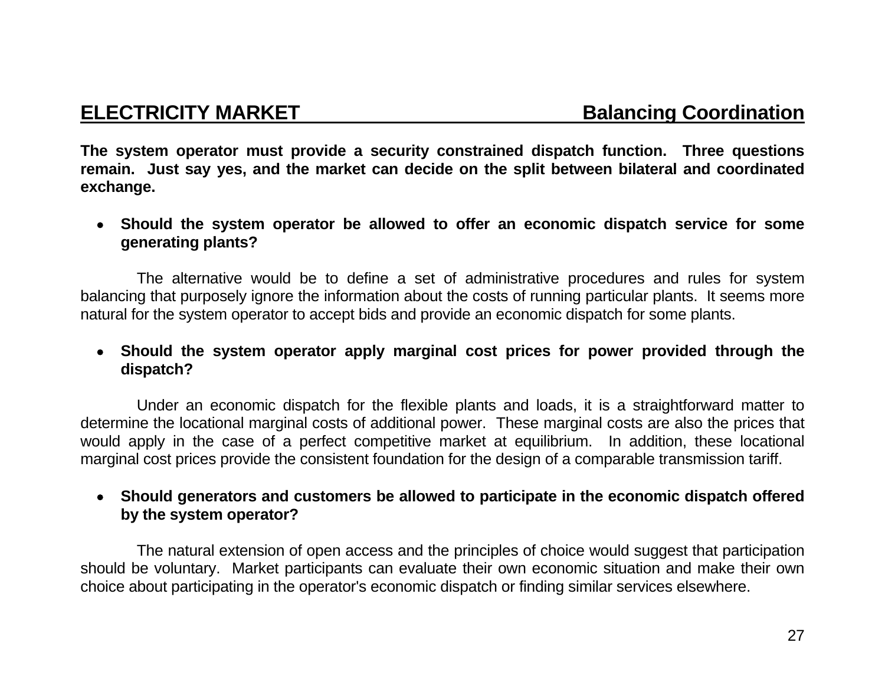## ELECTRICITY MARKET — Balancing Coordination

**The system operator must provide a security constrained dispatch function. Three questions remain. Just say yes, and the market can decide on the split between bilateral and coordinated exchange.**

- **Should the system operator be allowed to offer an economic dispatch service for some generating plants?**

The alternative would be to define a set of administrative procedures and rules for system balancing that purposely ignore the information about the costs of running particular plants. It seems more natural for the system operator to accept bids and provide an economic dispatch for some plants.

- **Should the system operator apply marginal cost prices for power provided through the dispatch?**

Under an economic dispatch for the flexible plants and loads, it is a straightforward matter to determine the locational marginal costs of additional power. These marginal costs are also the prices that would apply in the case of a perfect competitive market at equilibrium. In addition, these locational marginal cost prices provide the consistent foundation for the design of a comparable transmission tariff.

- **Should generators and customers be allowed to participate in the economic dispatch offered by the system operator?**

The natural extension of open access and the principles of choice would suggest that participation should be voluntary. Market participants can evaluate their own economic situation and make their own choice about participating in the operator's economic dispatch or finding similar services elsewhere.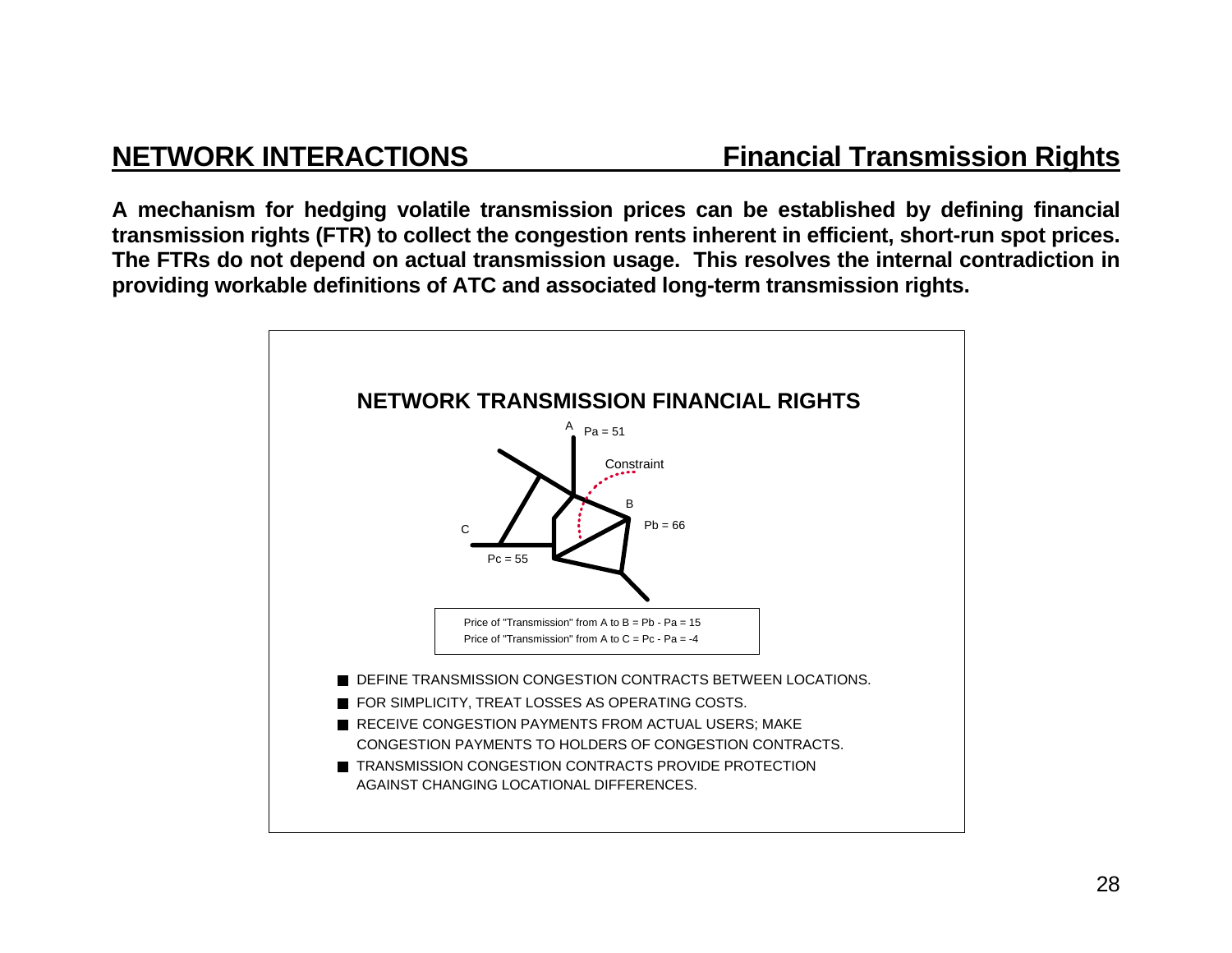## NETWORK INTERACTIONS — Financial Transmission Rights

**A mechanism for hedging volatile transmission prices can be established by defining financial transmission rights (FTR) to collect the congestion rents inherent in efficient, short-run spot prices. The FTRs do not depend on actual transmission usage. This resolves the internal contradiction in providing workable definitions of ATC and associated long-term transmission rights.**

### NETWORK TRANSMISSION FINANCIAL RIGHTS

A  Pa = 51

Constraint

B  Pb = 66

C  Pc = 55

Price of "Transmission" from A to B = Pb - Pa = 15
Price of "Transmission" from A to C = Pc - Pa = -4

- DEFINE TRANSMISSION CONGESTION CONTRACTS BETWEEN LOCATIONS.
- FOR SIMPLICITY, TREAT LOSSES AS OPERATING COSTS.
- RECEIVE CONGESTION PAYMENTS FROM ACTUAL USERS; MAKE CONGESTION PAYMENTS TO HOLDERS OF CONGESTION CONTRACTS.
- TRANSMISSION CONGESTION CONTRACTS PROVIDE PROTECTION AGAINST CHANGING LOCATIONAL DIFFERENCES.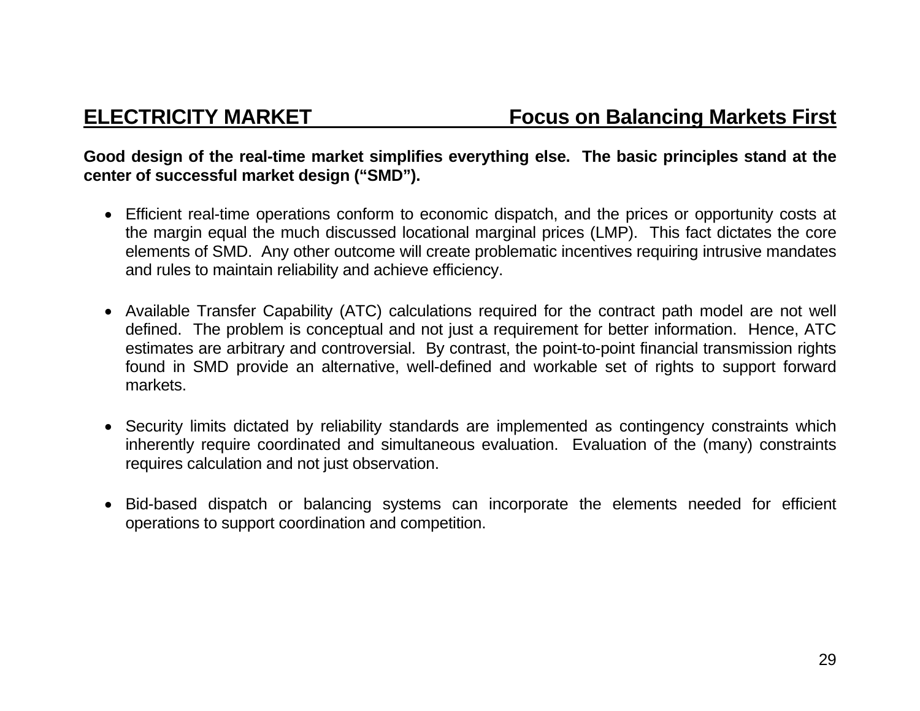## ELECTRICITY MARKET — Focus on Balancing Markets First

**Good design of the real-time market simplifies everything else. The basic principles stand at the center of successful market design ("SMD").**

- Efficient real-time operations conform to economic dispatch, and the prices or opportunity costs at the margin equal the much discussed locational marginal prices (LMP). This fact dictates the core elements of SMD. Any other outcome will create problematic incentives requiring intrusive mandates and rules to maintain reliability and achieve efficiency.

- Available Transfer Capability (ATC) calculations required for the contract path model are not well defined. The problem is conceptual and not just a requirement for better information. Hence, ATC estimates are arbitrary and controversial. By contrast, the point-to-point financial transmission rights found in SMD provide an alternative, well-defined and workable set of rights to support forward markets.

- Security limits dictated by reliability standards are implemented as contingency constraints which inherently require coordinated and simultaneous evaluation. Evaluation of the (many) constraints requires calculation and not just observation.

- Bid-based dispatch or balancing systems can incorporate the elements needed for efficient operations to support coordination and competition.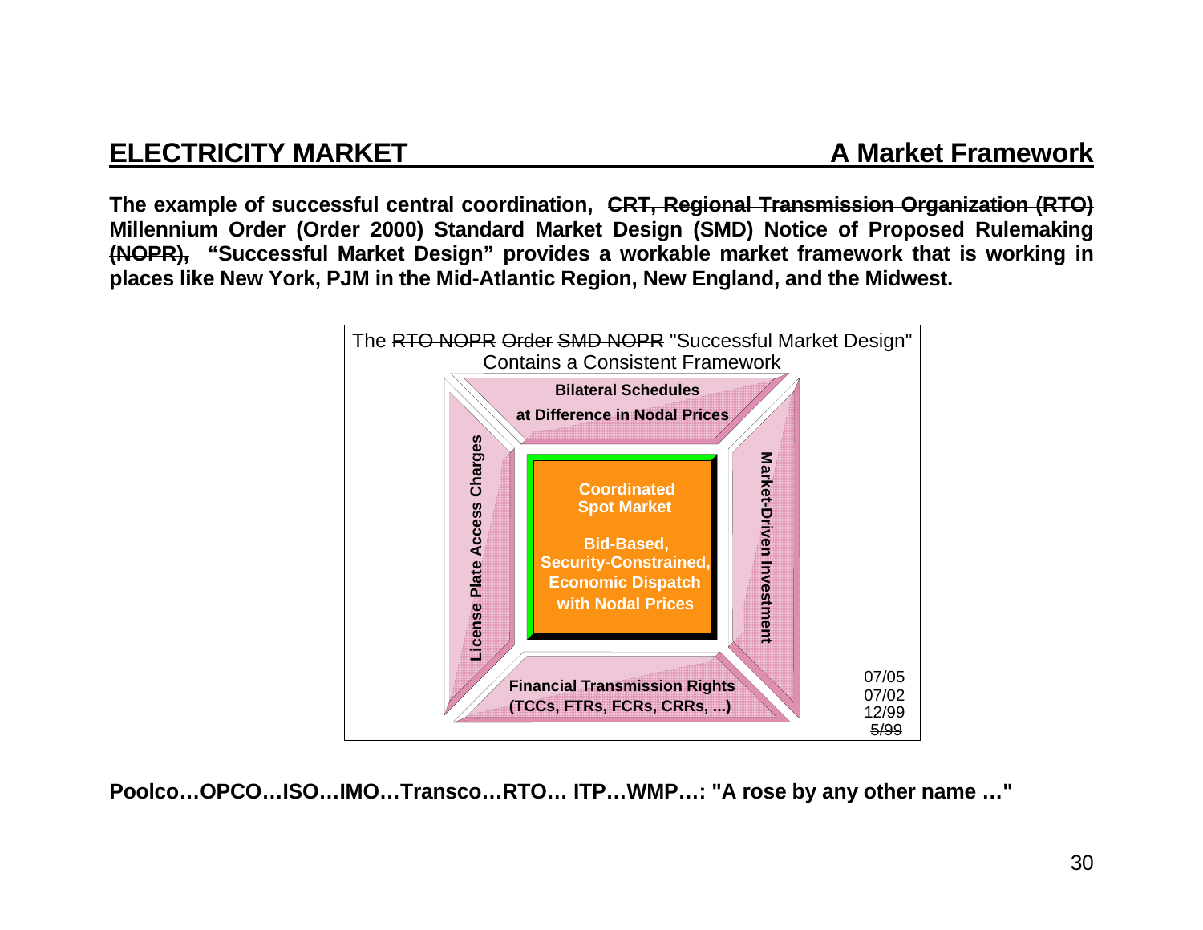## ELECTRICITY MARKET — A Market Framework

**The example of successful central coordination, ~~CRT, Regional Transmission Organization (RTO) Millennium Order (Order 2000) Standard Market Design (SMD) Notice of Proposed Rulemaking (NOPR),~~ "Successful Market Design" provides a workable market framework that is working in places like New York, PJM in the Mid-Atlantic Region, New England, and the Midwest.**

The ~~RTO NOPR~~ ~~Order~~ ~~SMD NOPR~~ "Successful Market Design" Contains a Consistent Framework

- **Bilateral Schedules at Difference in Nodal Prices**
- **License Plate Access Charges**
- **Coordinated Spot Market** — **Bid-Based, Security-Constrained, Economic Dispatch with Nodal Prices**
- **Market-Driven Investment**
- **Financial Transmission Rights (TCCs, FTRs, FCRs, CRRs, ...)**

07/05
~~07/02~~
~~12/99~~
~~5/99~~

**Poolco…OPCO…ISO…IMO…Transco…RTO… ITP…WMP…: "A rose by any other name …"**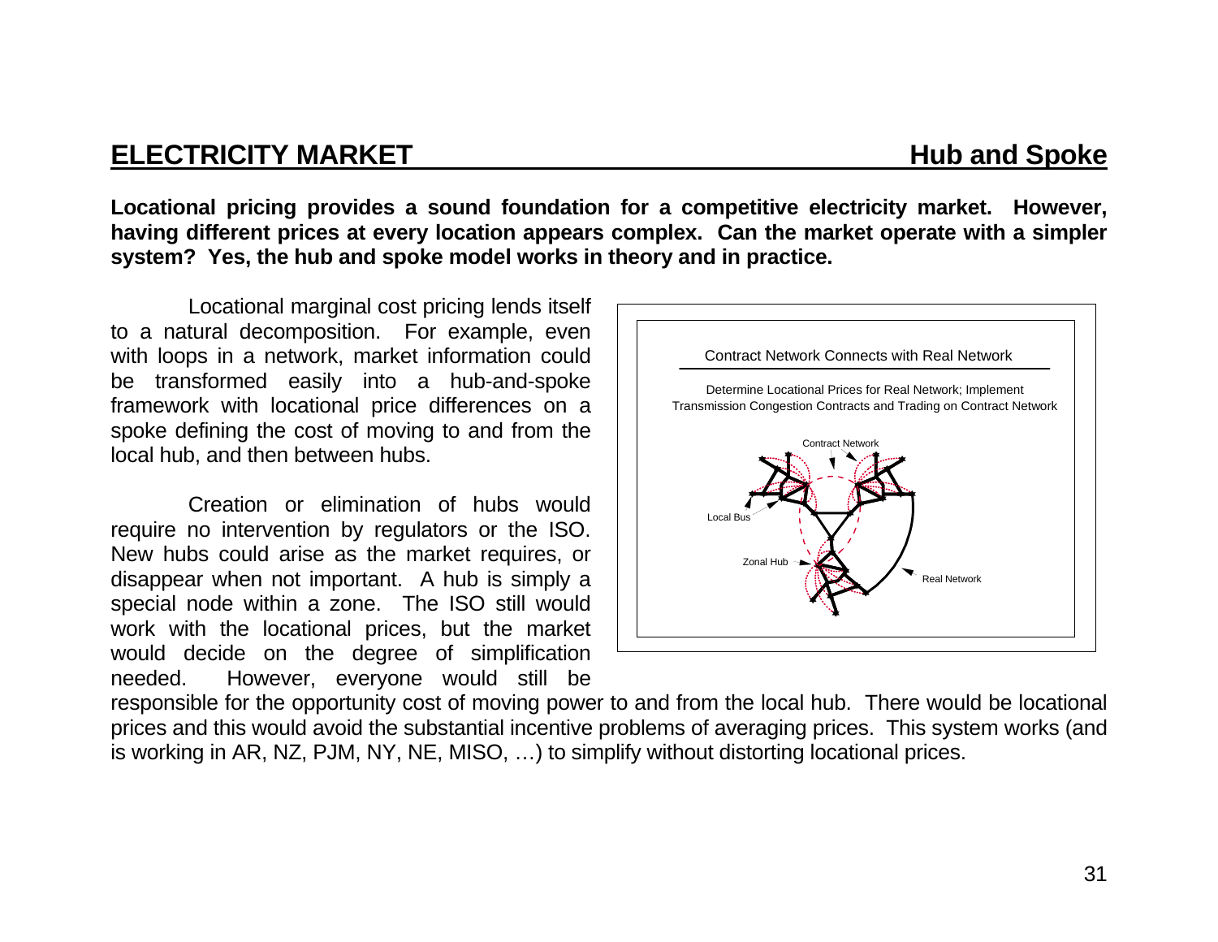## ELECTRICITY MARKET — Hub and Spoke

**Locational pricing provides a sound foundation for a competitive electricity market. However, having different prices at every location appears complex. Can the market operate with a simpler system? Yes, the hub and spoke model works in theory and in practice.**

Locational marginal cost pricing lends itself to a natural decomposition. For example, even with loops in a network, market information could be transformed easily into a hub-and-spoke framework with locational price differences on a spoke defining the cost of moving to and from the local hub, and then between hubs.

Creation or elimination of hubs would require no intervention by regulators or the ISO. New hubs could arise as the market requires, or disappear when not important. A hub is simply a special node within a zone. The ISO still would work with the locational prices, but the market would decide on the degree of simplification needed. However, everyone would still be responsible for the opportunity cost of moving power to and from the local hub. There would be locational prices and this would avoid the substantial incentive problems of averaging prices. This system works (and is working in AR, NZ, PJM, NY, NE, MISO, …) to simplify without distorting locational prices.

Contract Network Connects with Real Network

Determine Locational Prices for Real Network; Implement Transmission Congestion Contracts and Trading on Contract Network

Contract Network

Local Bus

Zonal Hub

Real Network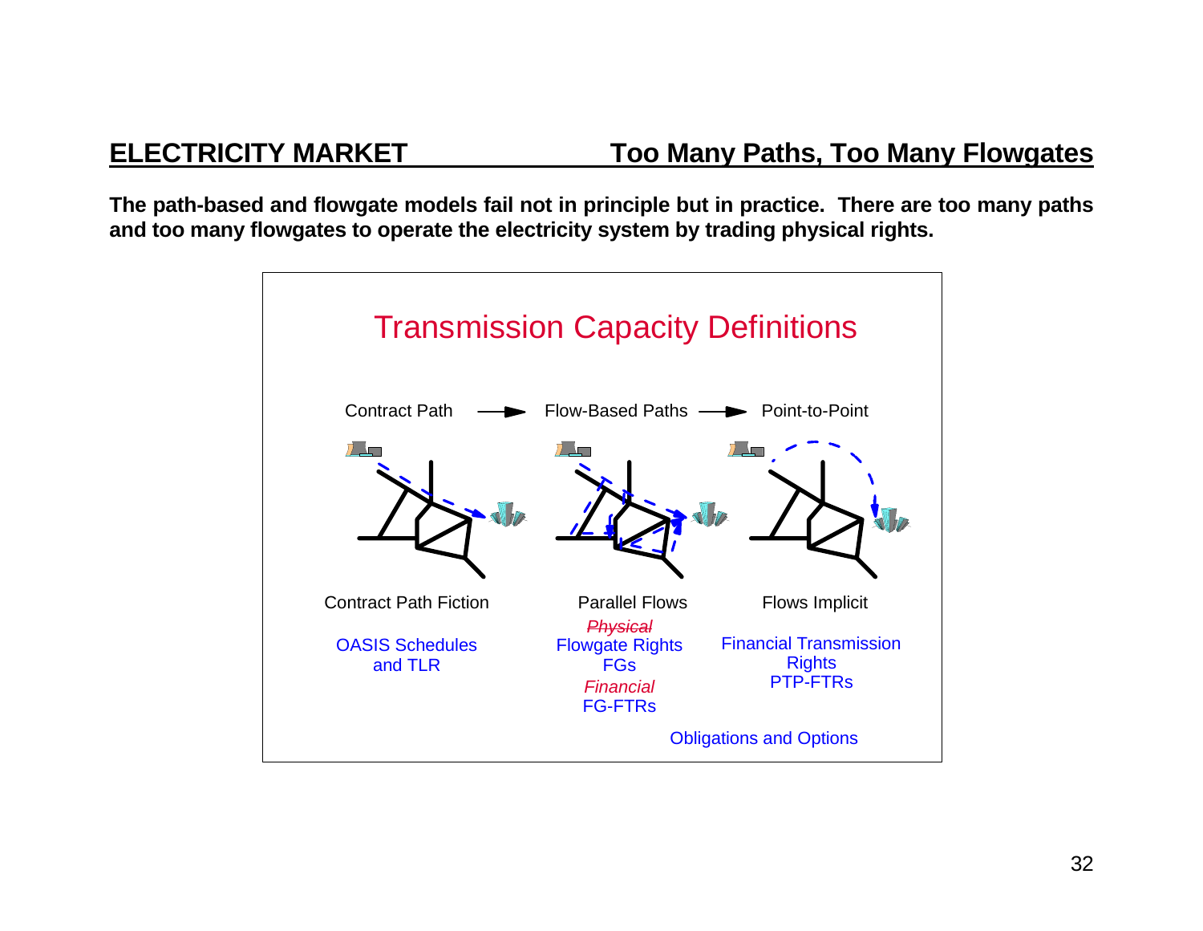## ELECTRICITY MARKET — Too Many Paths, Too Many Flowgates

**The path-based and flowgate models fail not in principle but in practice. There are too many paths and too many flowgates to operate the electricity system by trading physical rights.**

### Transmission Capacity Definitions

Contract Path → Flow-Based Paths → Point-to-Point

| Contract Path | Flow-Based Paths | Point-to-Point |
|---|---|---|
| Contract Path Fiction | Parallel Flows | Flows Implicit |
| OASIS Schedules and TLR | ~~*Physical*~~ Flowgate Rights FGs | Financial Transmission Rights PTP-FTRs |
| | *Financial* FG-FTRs | |

Obligations and Options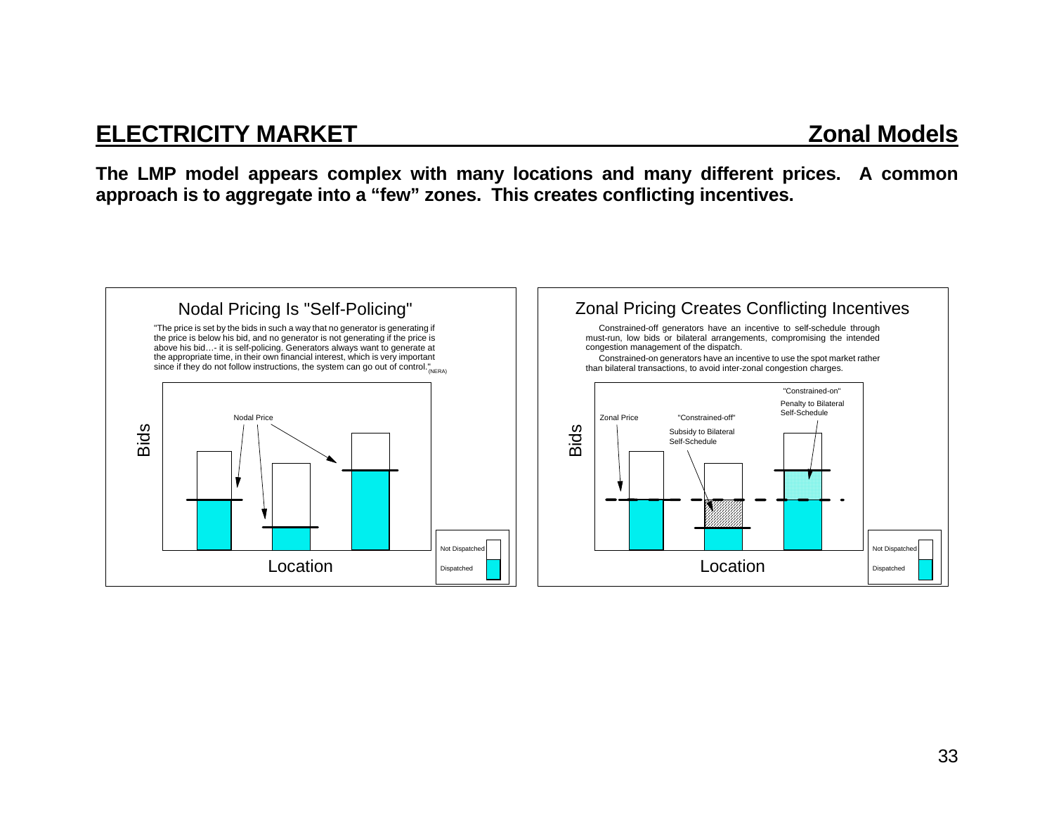## ELECTRICITY MARKET — Zonal Models

**The LMP model appears complex with many locations and many different prices. A common approach is to aggregate into a "few" zones. This creates conflicting incentives.**

### Nodal Pricing Is "Self-Policing"

"The price is set by the bids in such a way that no generator is generating if the price is below his bid, and no generator is not generating if the price is above his bid…- it is self-policing. Generators always want to generate at the appropriate time, in their own financial interest, which is very important since if they do not follow instructions, the system can go out of control." (NERA)

Nodal Price

Bids

Location

Not Dispatched

Dispatched

### Zonal Pricing Creates Conflicting Incentives

Constrained-off generators have an incentive to self-schedule through must-run, low bids or bilateral arrangements, compromising the intended congestion management of the dispatch.

Constrained-on generators have an incentive to use the spot market rather than bilateral transactions, to avoid inter-zonal congestion charges.

Zonal Price

"Constrained-off" Subsidy to Bilateral Self-Schedule

"Constrained-on" Penalty to Bilateral Self-Schedule

Bids

Location

Not Dispatched

Dispatched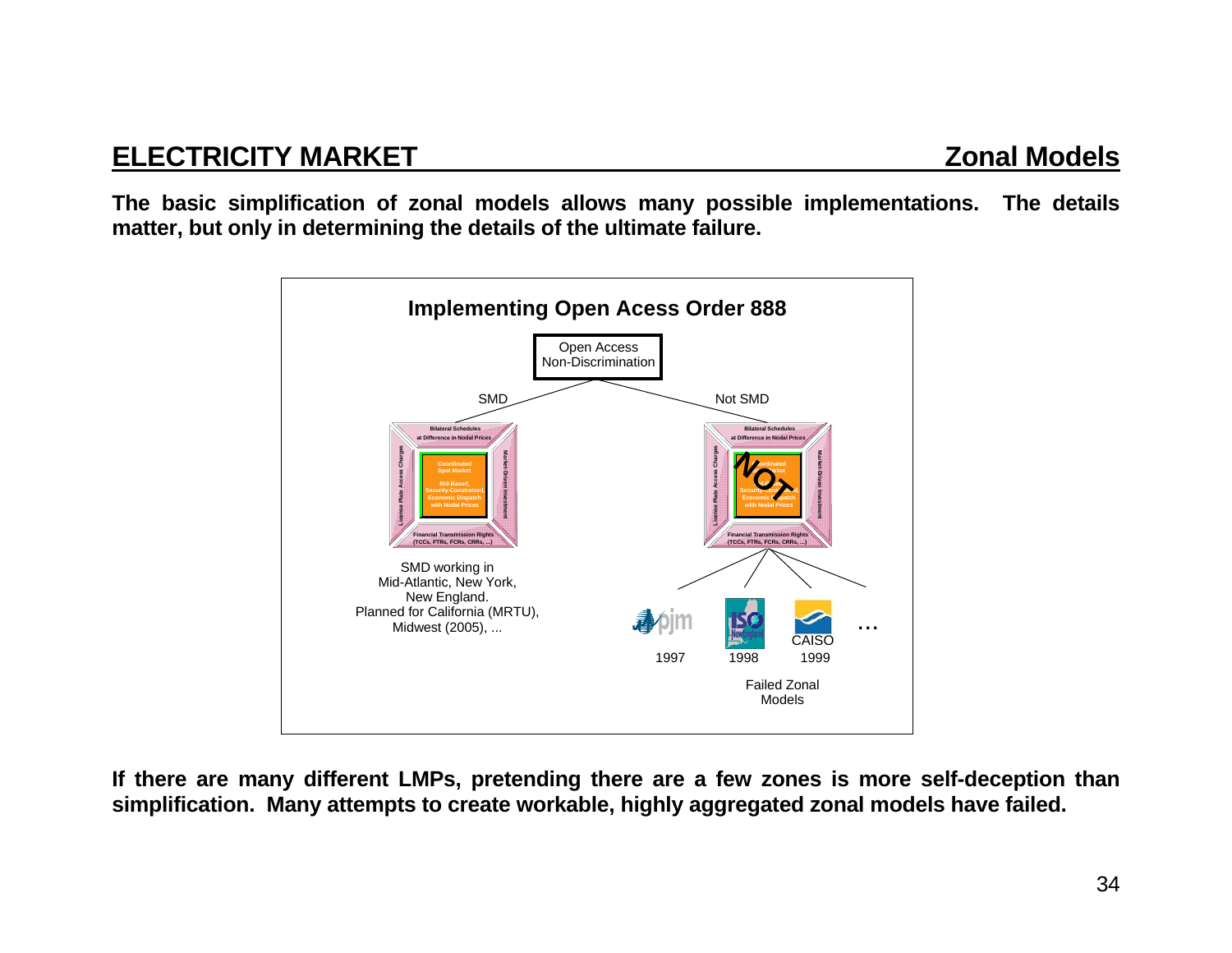## ELECTRICITY MARKET — Zonal Models

**The basic simplification of zonal models allows many possible implementations. The details matter, but only in determining the details of the ultimate failure.**

**Implementing Open Acess Order 888**

Open Access Non-Discrimination

SMD | Not SMD

Bilateral Schedules at Difference in Nodal Prices

License Plate Access Charges

Coordinated Spot Market

Bid-Based, Security-Constrained, Economic Dispatch with Nodal Prices

Market-Driven Investment

Financial Transmission Rights (TCCs, FTRs, FCRs, CRRs, ...)

NOT

SMD working in Mid-Atlantic, New York, New England. Planned for California (MRTU), Midwest (2005), ...

pjm 1997 | ISO New England 1998 | CAISO 1999 | ...

Failed Zonal Models

**If there are many different LMPs, pretending there are a few zones is more self-deception than simplification. Many attempts to create workable, highly aggregated zonal models have failed.**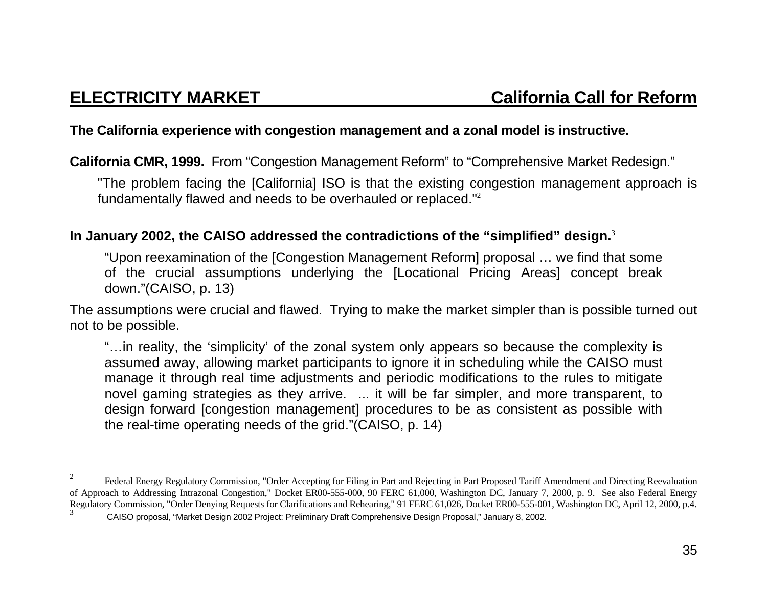## ELECTRICITY MARKET — California Call for Reform

**The California experience with congestion management and a zonal model is instructive.**

**California CMR, 1999.** From "Congestion Management Reform" to "Comprehensive Market Redesign."

> "The problem facing the [California] ISO is that the existing congestion management approach is fundamentally flawed and needs to be overhauled or replaced."[2]

**In January 2002, the CAISO addressed the contradictions of the "simplified" design.**[3]

> "Upon reexamination of the [Congestion Management Reform] proposal … we find that some of the crucial assumptions underlying the [Locational Pricing Areas] concept break down."(CAISO, p. 13)

The assumptions were crucial and flawed. Trying to make the market simpler than is possible turned out not to be possible.

> "…in reality, the 'simplicity' of the zonal system only appears so because the complexity is assumed away, allowing market participants to ignore it in scheduling while the CAISO must manage it through real time adjustments and periodic modifications to the rules to mitigate novel gaming strategies as they arrive. ... it will be far simpler, and more transparent, to design forward [congestion management] procedures to be as consistent as possible with the real-time operating needs of the grid."(CAISO, p. 14)

---

[2] Federal Energy Regulatory Commission, "Order Accepting for Filing in Part and Rejecting in Part Proposed Tariff Amendment and Directing Reevaluation of Approach to Addressing Intrazonal Congestion," Docket ER00-555-000, 90 FERC 61,000, Washington DC, January 7, 2000, p. 9. See also Federal Energy Regulatory Commission, "Order Denying Requests for Clarifications and Rehearing," 91 FERC 61,026, Docket ER00-555-001, Washington DC, April 12, 2000, p.4.

[3] CAISO proposal, "Market Design 2002 Project: Preliminary Draft Comprehensive Design Proposal," January 8, 2002.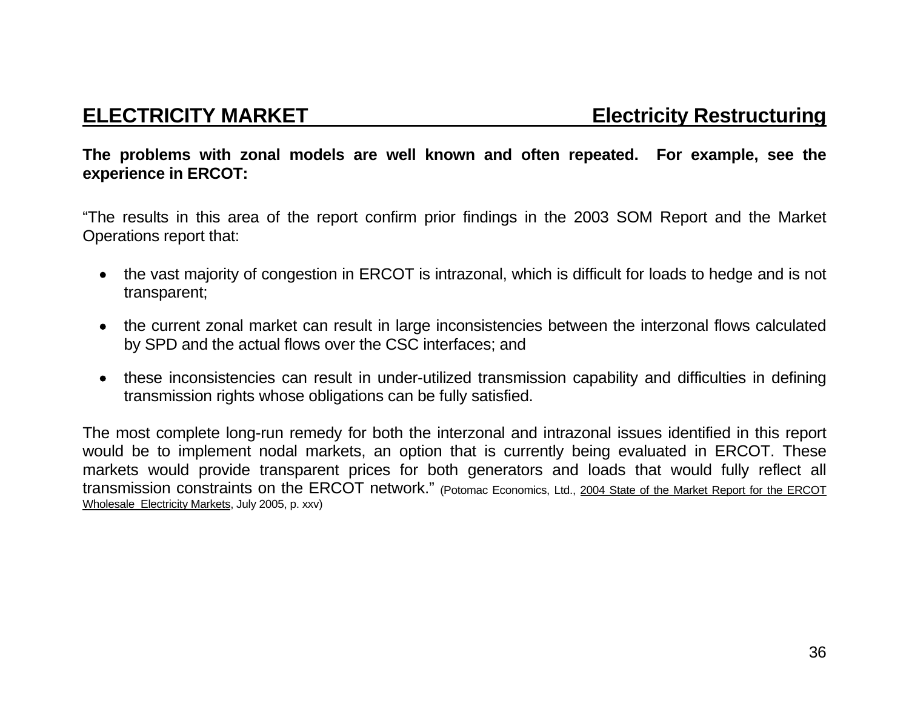## ELECTRICITY MARKET — Electricity Restructuring

**The problems with zonal models are well known and often repeated. For example, see the experience in ERCOT:**

"The results in this area of the report confirm prior findings in the 2003 SOM Report and the Market Operations report that:

- the vast majority of congestion in ERCOT is intrazonal, which is difficult for loads to hedge and is not transparent;
- the current zonal market can result in large inconsistencies between the interzonal flows calculated by SPD and the actual flows over the CSC interfaces; and
- these inconsistencies can result in under-utilized transmission capability and difficulties in defining transmission rights whose obligations can be fully satisfied.

The most complete long-run remedy for both the interzonal and intrazonal issues identified in this report would be to implement nodal markets, an option that is currently being evaluated in ERCOT. These markets would provide transparent prices for both generators and loads that would fully reflect all transmission constraints on the ERCOT network." (Potomac Economics, Ltd., 2004 State of the Market Report for the ERCOT Wholesale Electricity Markets, July 2005, p. xxv)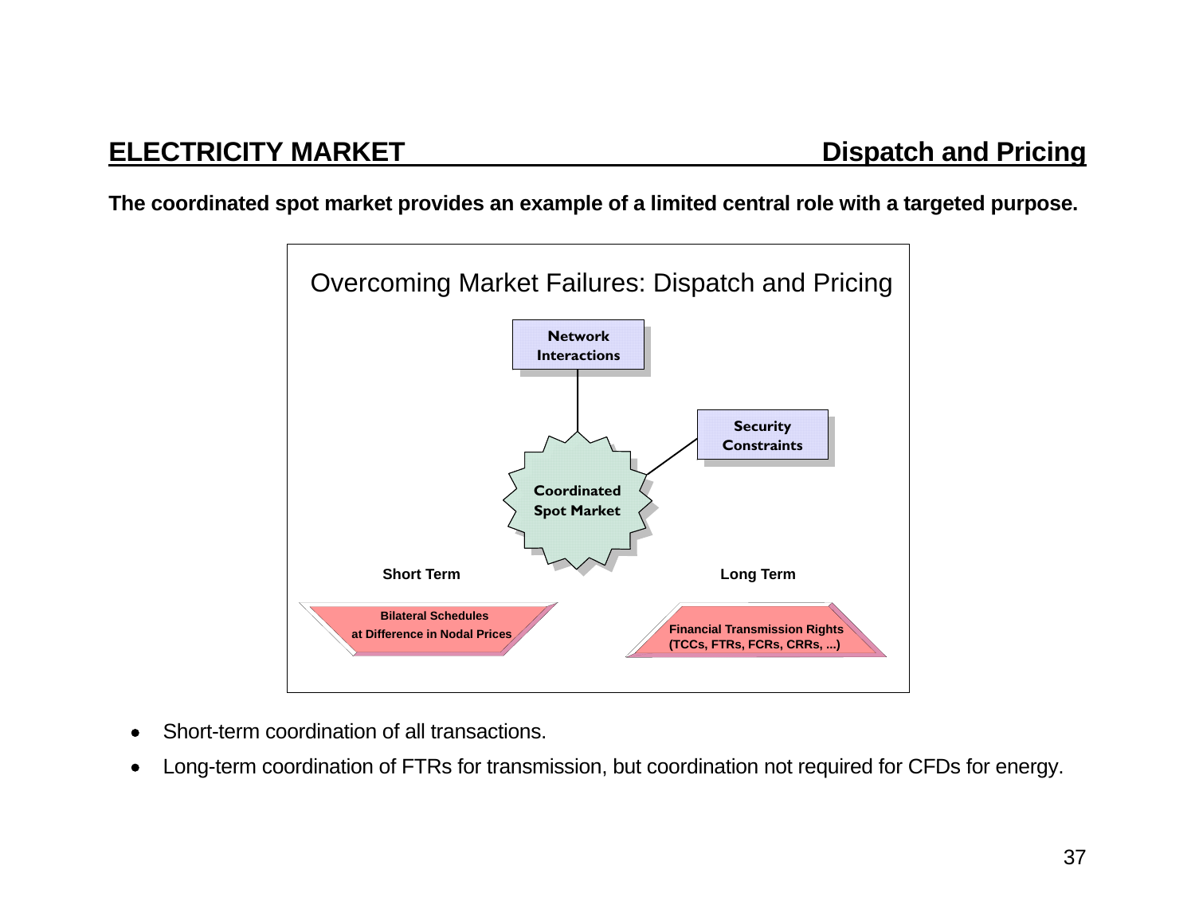## ELECTRICITY MARKET — Dispatch and Pricing

**The coordinated spot market provides an example of a limited central role with a targeted purpose.**

Overcoming Market Failures: Dispatch and Pricing

**Network Interactions**

**Security Constraints**

**Coordinated Spot Market**

**Short Term**

**Bilateral Schedules at Difference in Nodal Prices**

**Long Term**

**Financial Transmission Rights (TCCs, FTRs, FCRs, CRRs, ...)**

- Short-term coordination of all transactions.
- Long-term coordination of FTRs for transmission, but coordination not required for CFDs for energy.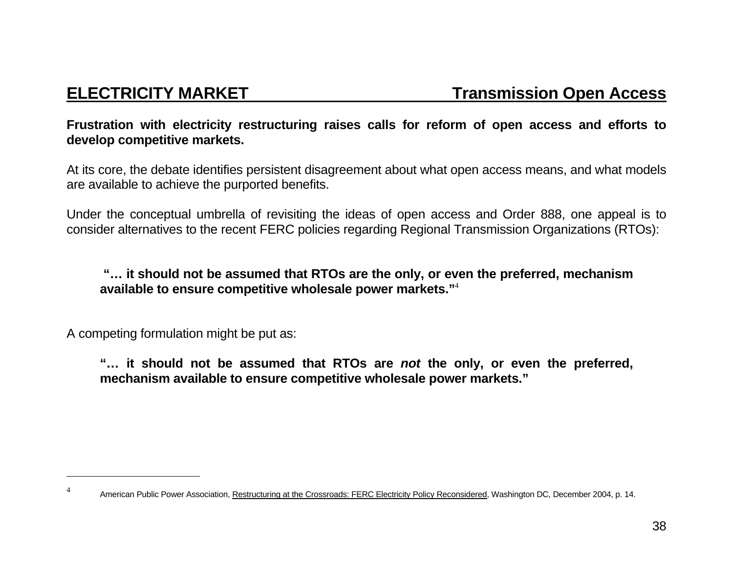## ELECTRICITY MARKET Transmission Open Access

**Frustration with electricity restructuring raises calls for reform of open access and efforts to develop competitive markets.**

At its core, the debate identifies persistent disagreement about what open access means, and what models are available to achieve the purported benefits.

Under the conceptual umbrella of revisiting the ideas of open access and Order 888, one appeal is to consider alternatives to the recent FERC policies regarding Regional Transmission Organizations (RTOs):

> **"… it should not be assumed that RTOs are the only, or even the preferred, mechanism available to ensure competitive wholesale power markets."**[4]

A competing formulation might be put as:

> **"… it should not be assumed that RTOs are *not* the only, or even the preferred, mechanism available to ensure competitive wholesale power markets."**

---

[4] American Public Power Association, Restructuring at the Crossroads: FERC Electricity Policy Reconsidered, Washington DC, December 2004, p. 14.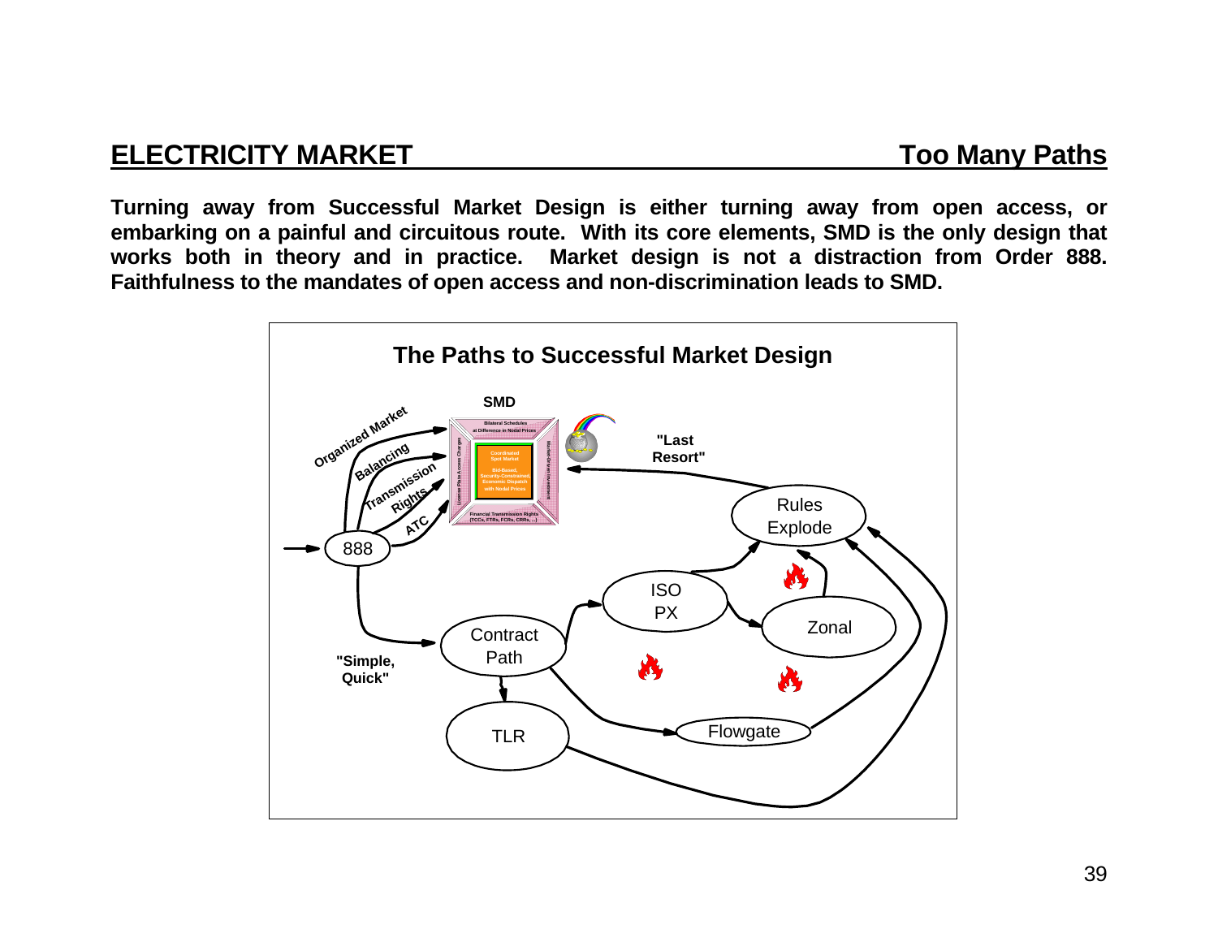## ELECTRICITY MARKET — Too Many Paths

**Turning away from Successful Market Design is either turning away from open access, or embarking on a painful and circuitous route. With its core elements, SMD is the only design that works both in theory and in practice. Market design is not a distraction from Order 888. Faithfulness to the mandates of open access and non-discrimination leads to SMD.**

**The Paths to Successful Market Design**

SMD

Organized Market
Balancing
Transmission Rights
ATC

888

"Last Resort"

Rules Explode

ISO PX

Zonal

"Simple, Quick"

Contract Path

TLR

Flowgate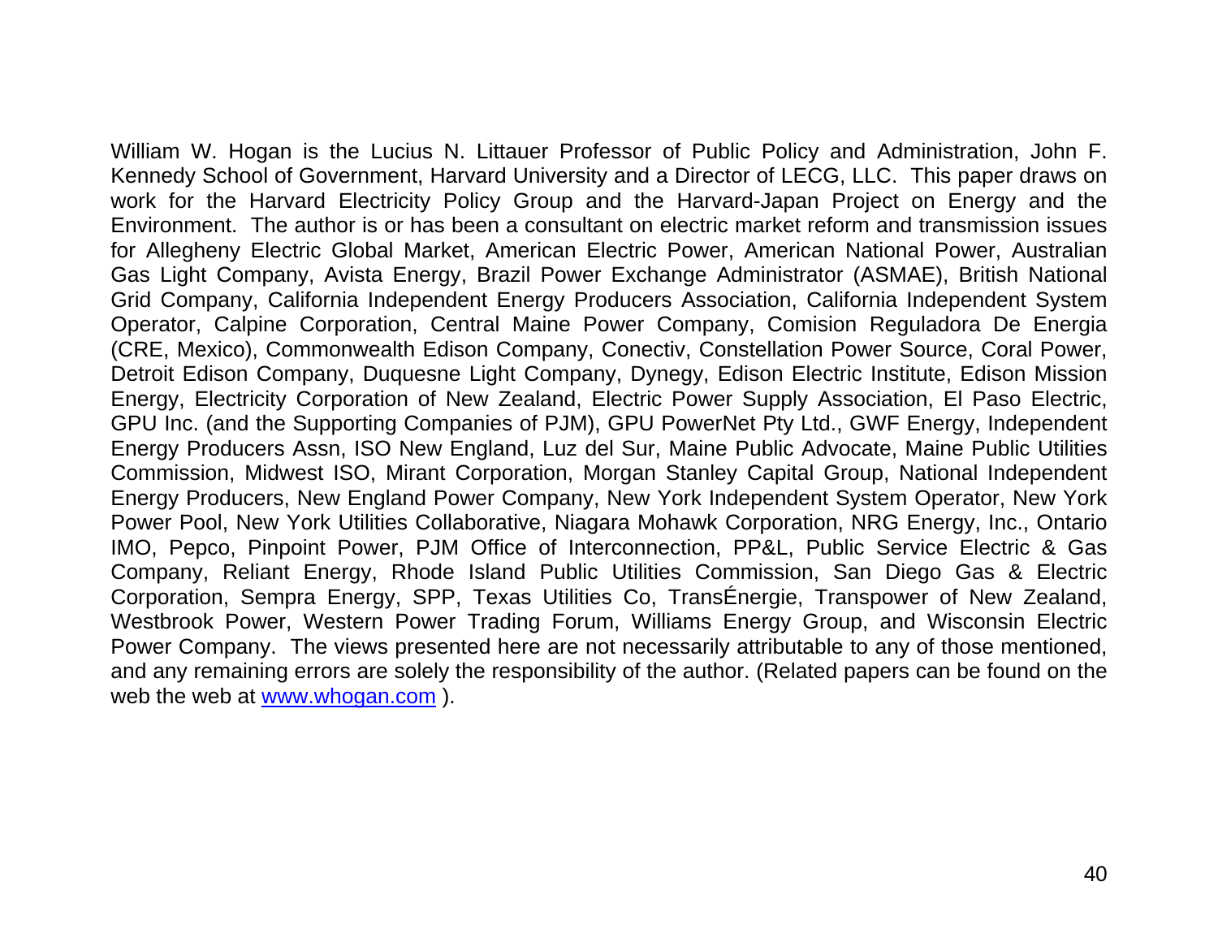William W. Hogan is the Lucius N. Littauer Professor of Public Policy and Administration, John F. Kennedy School of Government, Harvard University and a Director of LECG, LLC. This paper draws on work for the Harvard Electricity Policy Group and the Harvard-Japan Project on Energy and the Environment. The author is or has been a consultant on electric market reform and transmission issues for Allegheny Electric Global Market, American Electric Power, American National Power, Australian Gas Light Company, Avista Energy, Brazil Power Exchange Administrator (ASMAE), British National Grid Company, California Independent Energy Producers Association, California Independent System Operator, Calpine Corporation, Central Maine Power Company, Comision Reguladora De Energia (CRE, Mexico), Commonwealth Edison Company, Conectiv, Constellation Power Source, Coral Power, Detroit Edison Company, Duquesne Light Company, Dynegy, Edison Electric Institute, Edison Mission Energy, Electricity Corporation of New Zealand, Electric Power Supply Association, El Paso Electric, GPU Inc. (and the Supporting Companies of PJM), GPU PowerNet Pty Ltd., GWF Energy, Independent Energy Producers Assn, ISO New England, Luz del Sur, Maine Public Advocate, Maine Public Utilities Commission, Midwest ISO, Mirant Corporation, Morgan Stanley Capital Group, National Independent Energy Producers, New England Power Company, New York Independent System Operator, New York Power Pool, New York Utilities Collaborative, Niagara Mohawk Corporation, NRG Energy, Inc., Ontario IMO, Pepco, Pinpoint Power, PJM Office of Interconnection, PP&L, Public Service Electric & Gas Company, Reliant Energy, Rhode Island Public Utilities Commission, San Diego Gas & Electric Corporation, Sempra Energy, SPP, Texas Utilities Co, TransÉnergie, Transpower of New Zealand, Westbrook Power, Western Power Trading Forum, Williams Energy Group, and Wisconsin Electric Power Company. The views presented here are not necessarily attributable to any of those mentioned, and any remaining errors are solely the responsibility of the author. (Related papers can be found on the web the web at [www.whogan.com](http://www.whogan.com) ).